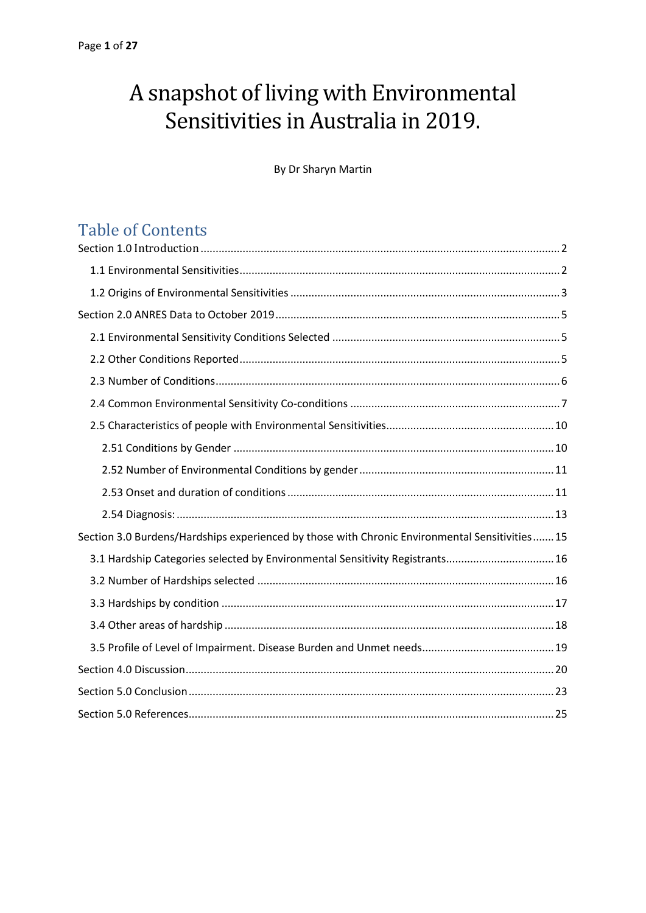# A snapshot of living with Environmental Sensitivities in Australia in 2019.

By Dr Sharyn Martin

## Table of Contents

Section 1.0 Introduction ........................................................................................................ 2

- 1.1 Environmental Sensitivities ........................................................................................ 2
- 1.2 Origins of Environmental Sensitivities ......................................................................... 3

Section 2.0 ANRES Data to October 2019 .............................................................................. 5

- 2.1 Environmental Sensitivity Conditions Selected ........................................................... 5
- 2.2 Other Conditions Reported .......................................................................................... 5
- 2.3 Number of Conditions ................................................................................................... 6
- 2.4 Common Environmental Sensitivity Co-conditions ..................................................... 7
- 2.5 Characteristics of people with Environmental Sensitivities ........................................ 10
  - 2.51 Conditions by Gender ........................................................................................... 10
  - 2.52 Number of Environmental Conditions by gender ................................................. 11
  - 2.53 Onset and duration of conditions ......................................................................... 11
  - 2.54 Diagnosis: ............................................................................................................. 13

Section 3.0 Burdens/Hardships experienced by those with Chronic Environmental Sensitivities ....... 15

- 3.1 Hardship Categories selected by Environmental Sensitivity Registrants ..................... 16
- 3.2 Number of Hardships selected .................................................................................. 16
- 3.3 Hardships by condition .............................................................................................. 17
- 3.4 Other areas of hardship ............................................................................................. 18
- 3.5 Profile of Level of Impairment. Disease Burden and Unmet needs ............................ 19

Section 4.0 Discussion ........................................................................................................... 20

Section 5.0 Conclusion ........................................................................................................... 23

Section 5.0 References ........................................................................................................... 25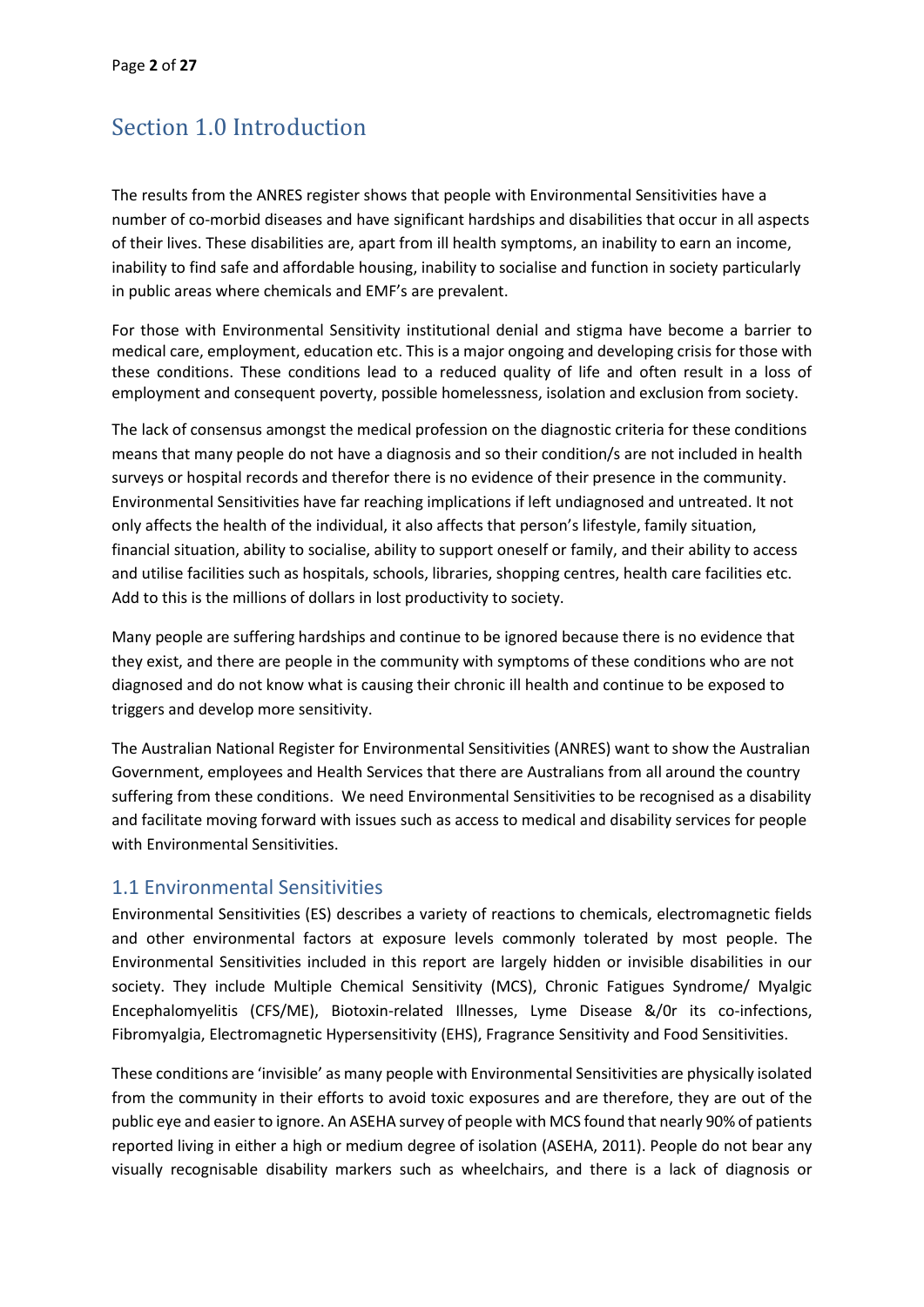# Section 1.0 Introduction

The results from the ANRES register shows that people with Environmental Sensitivities have a number of co-morbid diseases and have significant hardships and disabilities that occur in all aspects of their lives. These disabilities are, apart from ill health symptoms, an inability to earn an income, inability to find safe and affordable housing, inability to socialise and function in society particularly in public areas where chemicals and EMF's are prevalent.

For those with Environmental Sensitivity institutional denial and stigma have become a barrier to medical care, employment, education etc. This is a major ongoing and developing crisis for those with these conditions. These conditions lead to a reduced quality of life and often result in a loss of employment and consequent poverty, possible homelessness, isolation and exclusion from society.

The lack of consensus amongst the medical profession on the diagnostic criteria for these conditions means that many people do not have a diagnosis and so their condition/s are not included in health surveys or hospital records and therefor there is no evidence of their presence in the community. Environmental Sensitivities have far reaching implications if left undiagnosed and untreated. It not only affects the health of the individual, it also affects that person's lifestyle, family situation, financial situation, ability to socialise, ability to support oneself or family, and their ability to access and utilise facilities such as hospitals, schools, libraries, shopping centres, health care facilities etc. Add to this is the millions of dollars in lost productivity to society.

Many people are suffering hardships and continue to be ignored because there is no evidence that they exist, and there are people in the community with symptoms of these conditions who are not diagnosed and do not know what is causing their chronic ill health and continue to be exposed to triggers and develop more sensitivity.

The Australian National Register for Environmental Sensitivities (ANRES) want to show the Australian Government, employees and Health Services that there are Australians from all around the country suffering from these conditions. We need Environmental Sensitivities to be recognised as a disability and facilitate moving forward with issues such as access to medical and disability services for people with Environmental Sensitivities.

## 1.1 Environmental Sensitivities

Environmental Sensitivities (ES) describes a variety of reactions to chemicals, electromagnetic fields and other environmental factors at exposure levels commonly tolerated by most people. The Environmental Sensitivities included in this report are largely hidden or invisible disabilities in our society. They include Multiple Chemical Sensitivity (MCS), Chronic Fatigues Syndrome/ Myalgic Encephalomyelitis (CFS/ME), Biotoxin-related Illnesses, Lyme Disease &/0r its co-infections, Fibromyalgia, Electromagnetic Hypersensitivity (EHS), Fragrance Sensitivity and Food Sensitivities.

These conditions are 'invisible' as many people with Environmental Sensitivities are physically isolated from the community in their efforts to avoid toxic exposures and are therefore, they are out of the public eye and easier to ignore. An ASEHA survey of people with MCS found that nearly 90% of patients reported living in either a high or medium degree of isolation (ASEHA, 2011). People do not bear any visually recognisable disability markers such as wheelchairs, and there is a lack of diagnosis or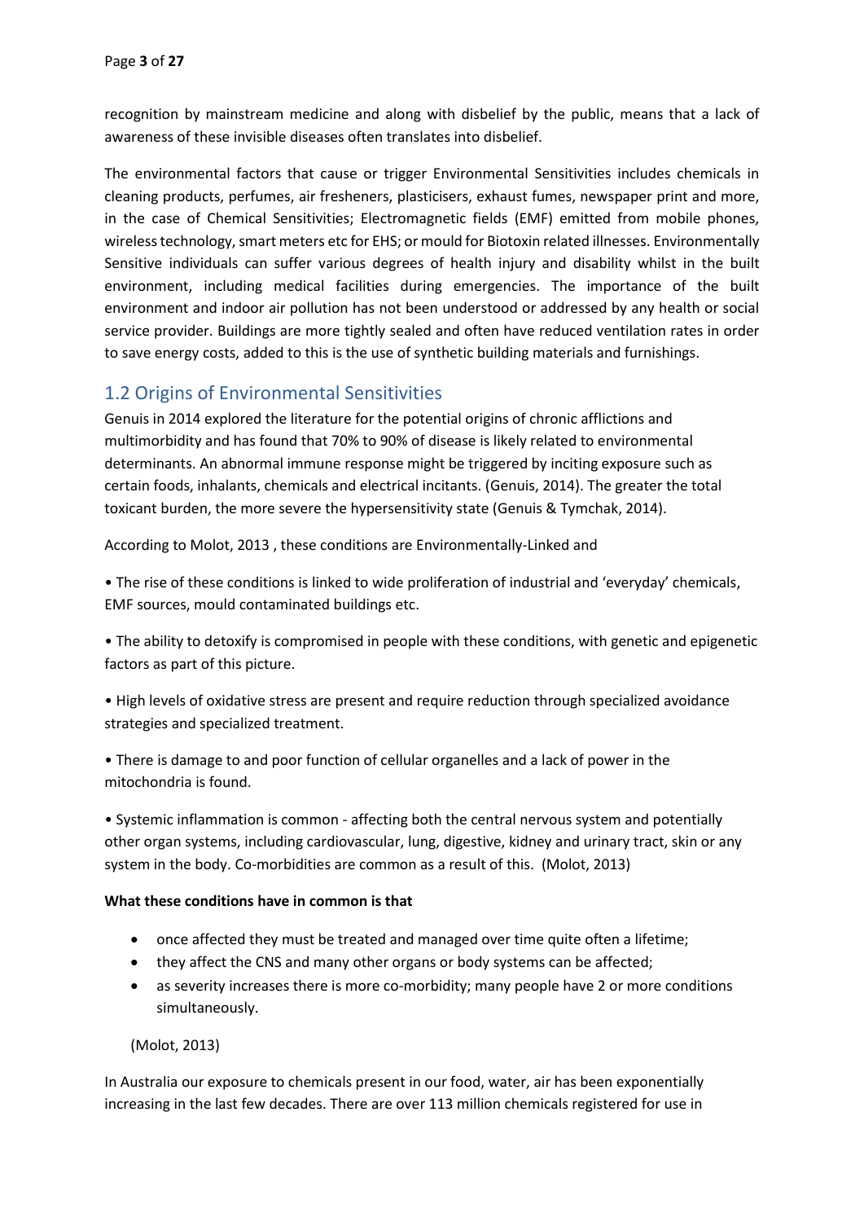recognition by mainstream medicine and along with disbelief by the public, means that a lack of awareness of these invisible diseases often translates into disbelief.

The environmental factors that cause or trigger Environmental Sensitivities includes chemicals in cleaning products, perfumes, air fresheners, plasticisers, exhaust fumes, newspaper print and more, in the case of Chemical Sensitivities; Electromagnetic fields (EMF) emitted from mobile phones, wireless technology, smart meters etc for EHS; or mould for Biotoxin related illnesses. Environmentally Sensitive individuals can suffer various degrees of health injury and disability whilst in the built environment, including medical facilities during emergencies. The importance of the built environment and indoor air pollution has not been understood or addressed by any health or social service provider. Buildings are more tightly sealed and often have reduced ventilation rates in order to save energy costs, added to this is the use of synthetic building materials and furnishings.

## 1.2 Origins of Environmental Sensitivities

Genuis in 2014 explored the literature for the potential origins of chronic afflictions and multimorbidity and has found that 70% to 90% of disease is likely related to environmental determinants. An abnormal immune response might be triggered by inciting exposure such as certain foods, inhalants, chemicals and electrical incitants. (Genuis, 2014). The greater the total toxicant burden, the more severe the hypersensitivity state (Genuis & Tymchak, 2014).

According to Molot, 2013 , these conditions are Environmentally-Linked and

• The rise of these conditions is linked to wide proliferation of industrial and 'everyday' chemicals, EMF sources, mould contaminated buildings etc.

• The ability to detoxify is compromised in people with these conditions, with genetic and epigenetic factors as part of this picture.

• High levels of oxidative stress are present and require reduction through specialized avoidance strategies and specialized treatment.

• There is damage to and poor function of cellular organelles and a lack of power in the mitochondria is found.

• Systemic inflammation is common - affecting both the central nervous system and potentially other organ systems, including cardiovascular, lung, digestive, kidney and urinary tract, skin or any system in the body. Co-morbidities are common as a result of this. (Molot, 2013)

**What these conditions have in common is that**

- once affected they must be treated and managed over time quite often a lifetime;
- they affect the CNS and many other organs or body systems can be affected;
- as severity increases there is more co-morbidity; many people have 2 or more conditions simultaneously.

(Molot, 2013)

In Australia our exposure to chemicals present in our food, water, air has been exponentially increasing in the last few decades. There are over 113 million chemicals registered for use in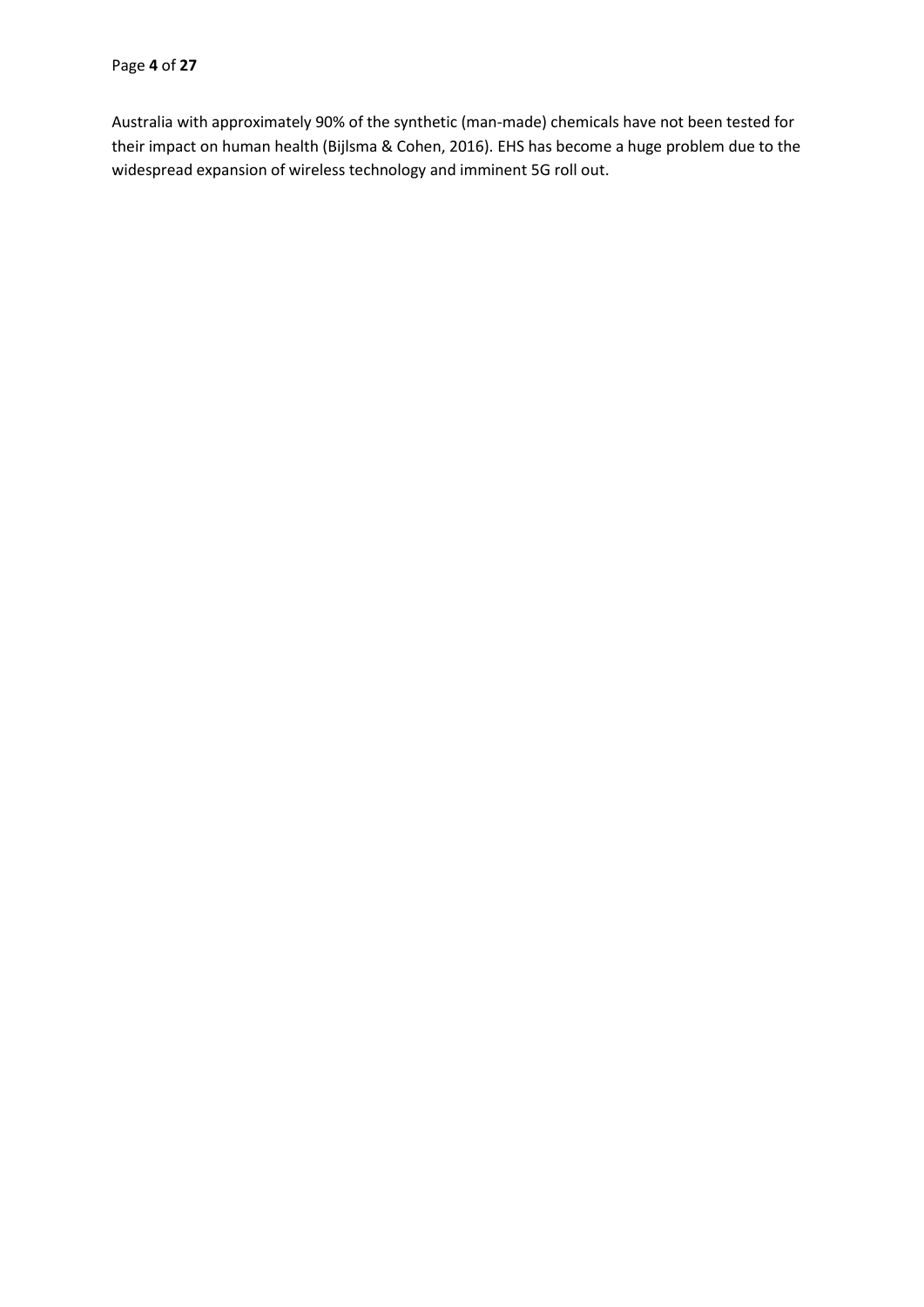Australia with approximately 90% of the synthetic (man-made) chemicals have not been tested for their impact on human health (Bijlsma & Cohen, 2016). EHS has become a huge problem due to the widespread expansion of wireless technology and imminent 5G roll out.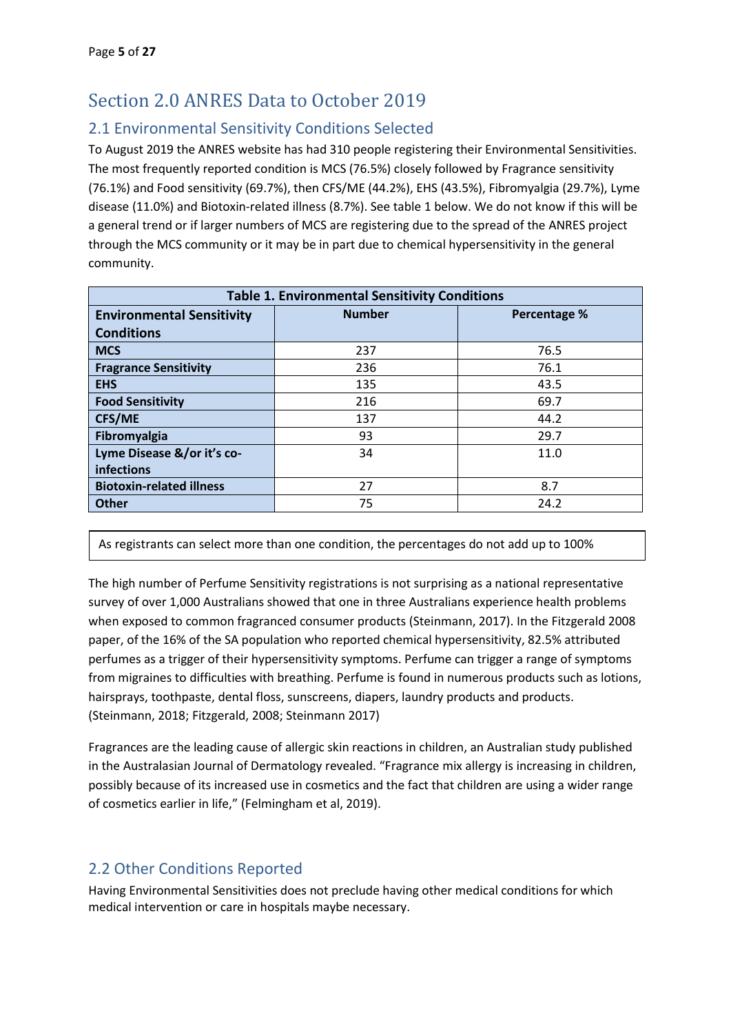# Section 2.0 ANRES Data to October 2019

## 2.1 Environmental Sensitivity Conditions Selected

To August 2019 the ANRES website has had 310 people registering their Environmental Sensitivities. The most frequently reported condition is MCS (76.5%) closely followed by Fragrance sensitivity (76.1%) and Food sensitivity (69.7%), then CFS/ME (44.2%), EHS (43.5%), Fibromyalgia (29.7%), Lyme disease (11.0%) and Biotoxin-related illness (8.7%). See table 1 below. We do not know if this will be a general trend or if larger numbers of MCS are registering due to the spread of the ANRES project through the MCS community or it may be in part due to chemical hypersensitivity in the general community.

**Table 1. Environmental Sensitivity Conditions**

| Environmental Sensitivity Conditions | Number | Percentage % |
|---|---|---|
| **MCS** | 237 | 76.5 |
| **Fragrance Sensitivity** | 236 | 76.1 |
| **EHS** | 135 | 43.5 |
| **Food Sensitivity** | 216 | 69.7 |
| **CFS/ME** | 137 | 44.2 |
| **Fibromyalgia** | 93 | 29.7 |
| **Lyme Disease &/or it's co-infections** | 34 | 11.0 |
| **Biotoxin-related illness** | 27 | 8.7 |
| **Other** | 75 | 24.2 |

As registrants can select more than one condition, the percentages do not add up to 100%

The high number of Perfume Sensitivity registrations is not surprising as a national representative survey of over 1,000 Australians showed that one in three Australians experience health problems when exposed to common fragranced consumer products (Steinmann, 2017). In the Fitzgerald 2008 paper, of the 16% of the SA population who reported chemical hypersensitivity, 82.5% attributed perfumes as a trigger of their hypersensitivity symptoms. Perfume can trigger a range of symptoms from migraines to difficulties with breathing. Perfume is found in numerous products such as lotions, hairsprays, toothpaste, dental floss, sunscreens, diapers, laundry products and products. (Steinmann, 2018; Fitzgerald, 2008; Steinmann 2017)

Fragrances are the leading cause of allergic skin reactions in children, an Australian study published in the Australasian Journal of Dermatology revealed. "Fragrance mix allergy is increasing in children, possibly because of its increased use in cosmetics and the fact that children are using a wider range of cosmetics earlier in life," (Felmingham et al, 2019).

## 2.2 Other Conditions Reported

Having Environmental Sensitivities does not preclude having other medical conditions for which medical intervention or care in hospitals maybe necessary.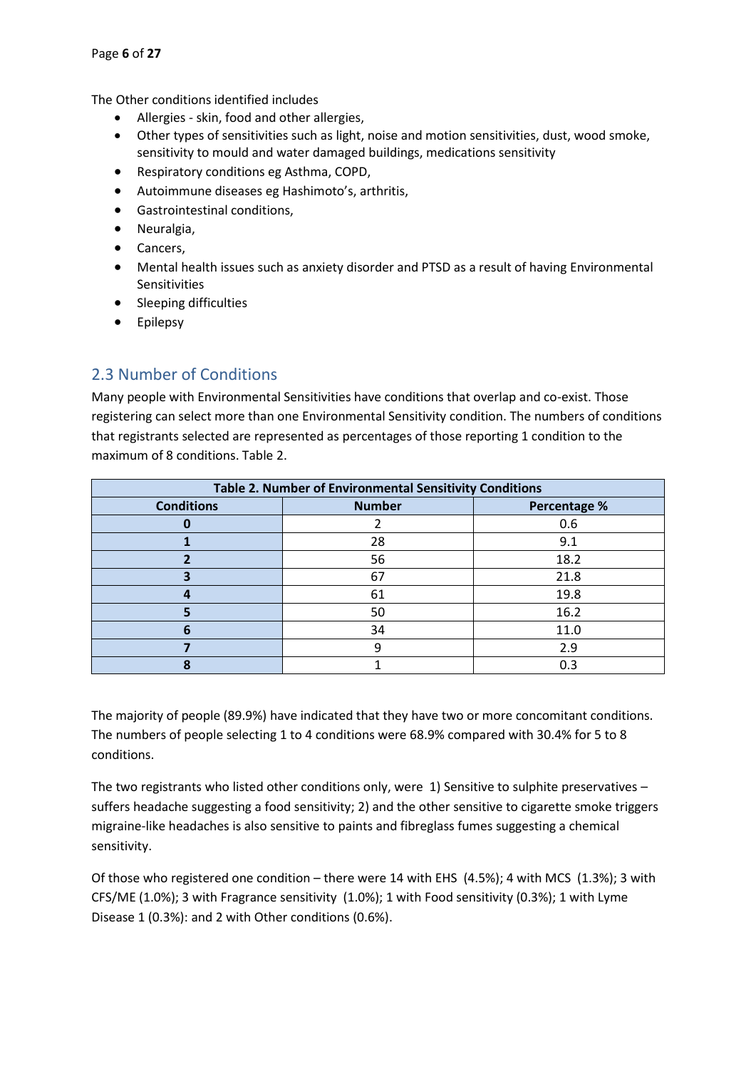The Other conditions identified includes

- Allergies - skin, food and other allergies,
- Other types of sensitivities such as light, noise and motion sensitivities, dust, wood smoke, sensitivity to mould and water damaged buildings, medications sensitivity
- Respiratory conditions eg Asthma, COPD,
- Autoimmune diseases eg Hashimoto's, arthritis,
- Gastrointestinal conditions,
- Neuralgia,
- Cancers,
- Mental health issues such as anxiety disorder and PTSD as a result of having Environmental Sensitivities
- Sleeping difficulties
- Epilepsy

## 2.3 Number of Conditions

Many people with Environmental Sensitivities have conditions that overlap and co-exist. Those registering can select more than one Environmental Sensitivity condition. The numbers of conditions that registrants selected are represented as percentages of those reporting 1 condition to the maximum of 8 conditions. Table 2.

**Table 2. Number of Environmental Sensitivity Conditions**

| Conditions | Number | Percentage % |
|---|---|---|
| **0** | 2 | 0.6 |
| **1** | 28 | 9.1 |
| **2** | 56 | 18.2 |
| **3** | 67 | 21.8 |
| **4** | 61 | 19.8 |
| **5** | 50 | 16.2 |
| **6** | 34 | 11.0 |
| **7** | 9 | 2.9 |
| **8** | 1 | 0.3 |

The majority of people (89.9%) have indicated that they have two or more concomitant conditions. The numbers of people selecting 1 to 4 conditions were 68.9% compared with 30.4% for 5 to 8 conditions.

The two registrants who listed other conditions only, were 1) Sensitive to sulphite preservatives – suffers headache suggesting a food sensitivity; 2) and the other sensitive to cigarette smoke triggers migraine-like headaches is also sensitive to paints and fibreglass fumes suggesting a chemical sensitivity.

Of those who registered one condition – there were 14 with EHS (4.5%); 4 with MCS (1.3%); 3 with CFS/ME (1.0%); 3 with Fragrance sensitivity (1.0%); 1 with Food sensitivity (0.3%); 1 with Lyme Disease 1 (0.3%): and 2 with Other conditions (0.6%).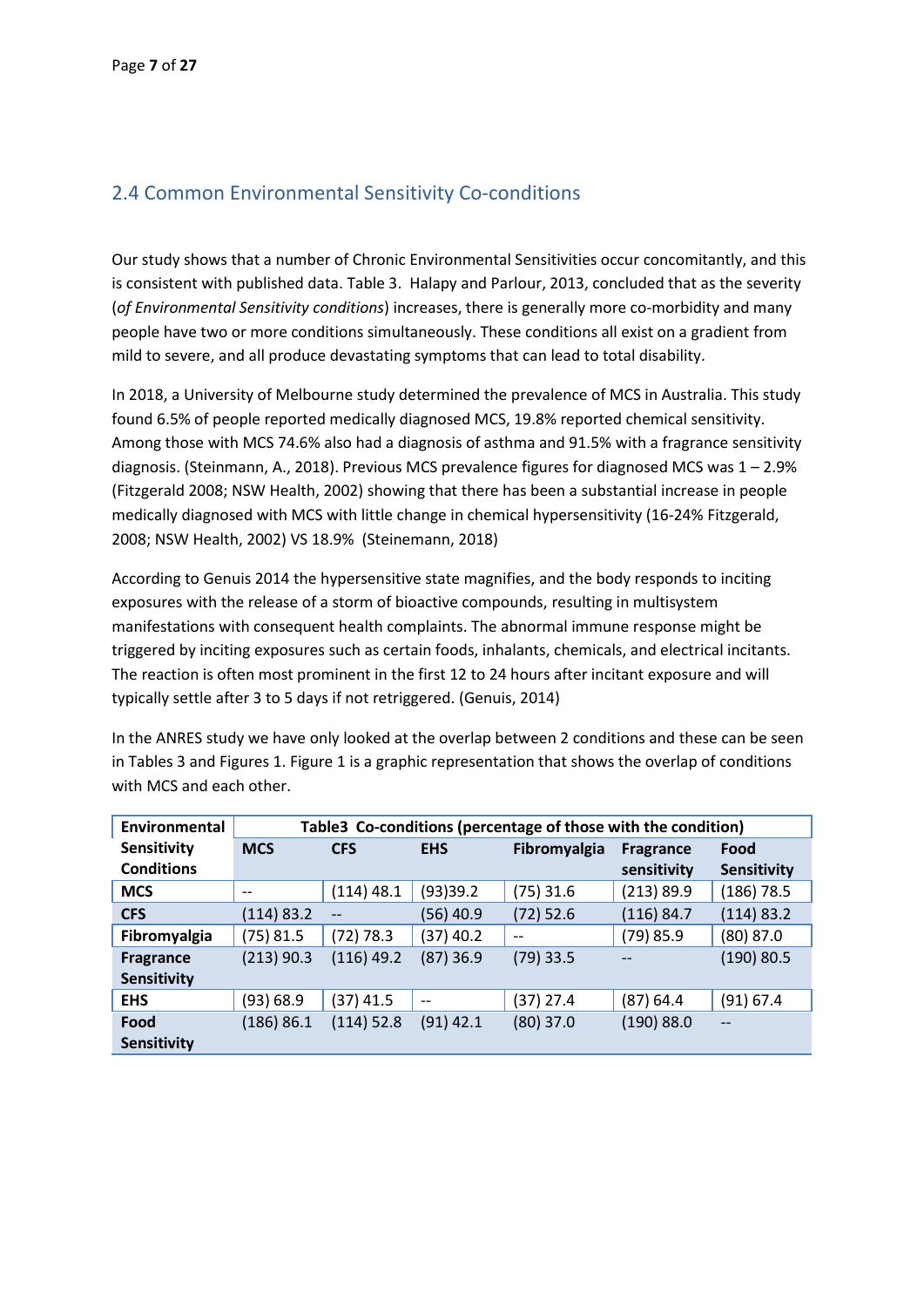## 2.4 Common Environmental Sensitivity Co-conditions

Our study shows that a number of Chronic Environmental Sensitivities occur concomitantly, and this is consistent with published data. Table 3. Halapy and Parlour, 2013, concluded that as the severity (*of Environmental Sensitivity conditions*) increases, there is generally more co-morbidity and many people have two or more conditions simultaneously. These conditions all exist on a gradient from mild to severe, and all produce devastating symptoms that can lead to total disability.

In 2018, a University of Melbourne study determined the prevalence of MCS in Australia. This study found 6.5% of people reported medically diagnosed MCS, 19.8% reported chemical sensitivity. Among those with MCS 74.6% also had a diagnosis of asthma and 91.5% with a fragrance sensitivity diagnosis. (Steinmann, A., 2018). Previous MCS prevalence figures for diagnosed MCS was 1 – 2.9% (Fitzgerald 2008; NSW Health, 2002) showing that there has been a substantial increase in people medically diagnosed with MCS with little change in chemical hypersensitivity (16-24% Fitzgerald, 2008; NSW Health, 2002) VS 18.9% (Steinemann, 2018)

According to Genuis 2014 the hypersensitive state magnifies, and the body responds to inciting exposures with the release of a storm of bioactive compounds, resulting in multisystem manifestations with consequent health complaints. The abnormal immune response might be triggered by inciting exposures such as certain foods, inhalants, chemicals, and electrical incitants. The reaction is often most prominent in the first 12 to 24 hours after incitant exposure and will typically settle after 3 to 5 days if not retriggered. (Genuis, 2014)

In the ANRES study we have only looked at the overlap between 2 conditions and these can be seen in Tables 3 and Figures 1. Figure 1 is a graphic representation that shows the overlap of conditions with MCS and each other.

| Environmental Sensitivity Conditions | Table3 Co-conditions (percentage of those with the condition) | | | | | |
|---|---|---|---|---|---|---|
| | **MCS** | **CFS** | **EHS** | **Fibromyalgia** | **Fragrance sensitivity** | **Food Sensitivity** |
| **MCS** | -- | (114) 48.1 | (93)39.2 | (75) 31.6 | (213) 89.9 | (186) 78.5 |
| **CFS** | (114) 83.2 | -- | (56) 40.9 | (72) 52.6 | (116) 84.7 | (114) 83.2 |
| **Fibromyalgia** | (75) 81.5 | (72) 78.3 | (37) 40.2 | -- | (79) 85.9 | (80) 87.0 |
| **Fragrance Sensitivity** | (213) 90.3 | (116) 49.2 | (87) 36.9 | (79) 33.5 | -- | (190) 80.5 |
| **EHS** | (93) 68.9 | (37) 41.5 | -- | (37) 27.4 | (87) 64.4 | (91) 67.4 |
| **Food Sensitivity** | (186) 86.1 | (114) 52.8 | (91) 42.1 | (80) 37.0 | (190) 88.0 | -- |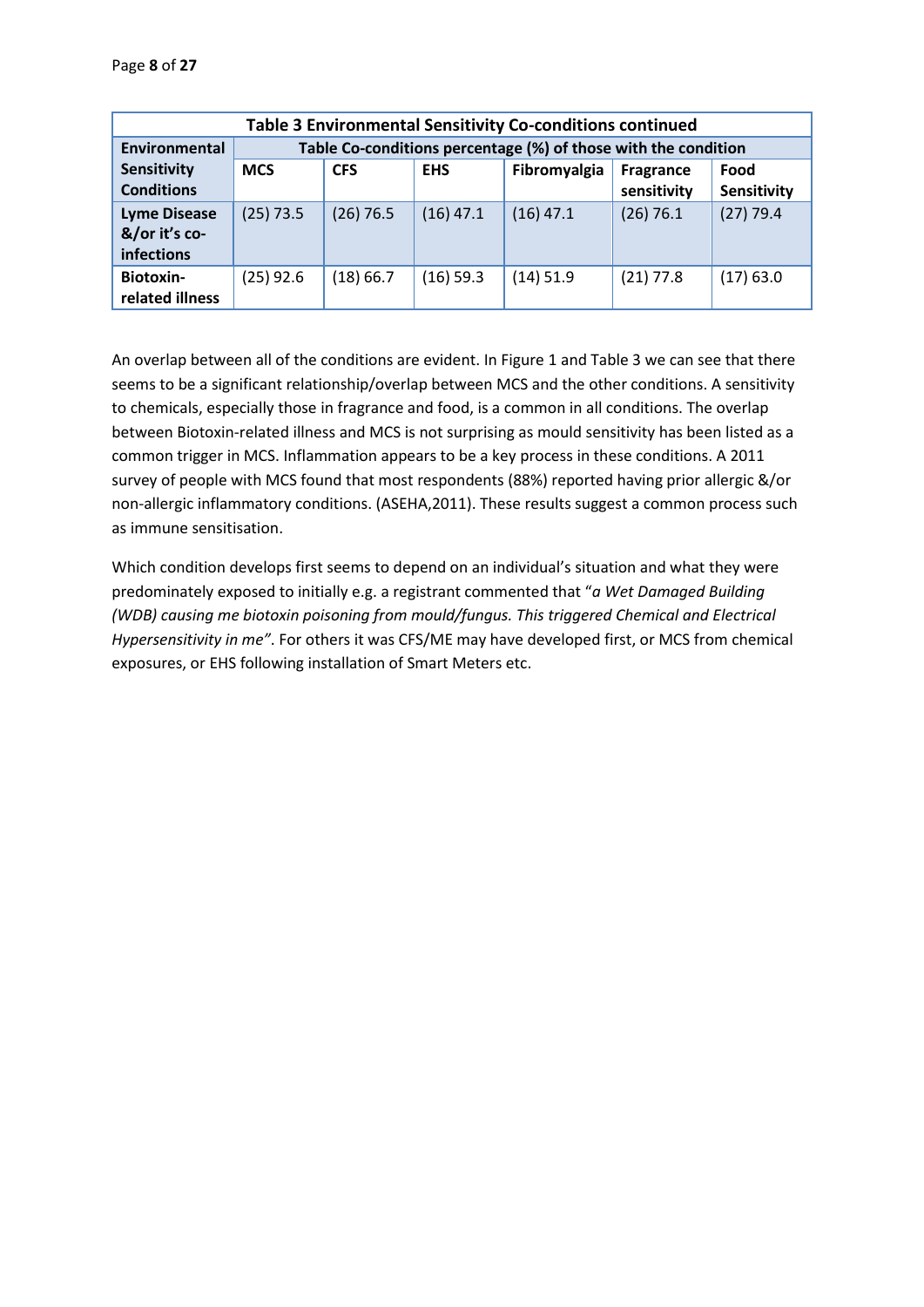| Table 3 Environmental Sensitivity Co-conditions continued | | | | | | |
|---|---|---|---|---|---|---|
| **Environmental Sensitivity Conditions** | **Table Co-conditions percentage (%) of those with the condition** | | | | | |
| | **MCS** | **CFS** | **EHS** | **Fibromyalgia** | **Fragrance sensitivity** | **Food Sensitivity** |
| **Lyme Disease &/or it's co-infections** | (25) 73.5 | (26) 76.5 | (16) 47.1 | (16) 47.1 | (26) 76.1 | (27) 79.4 |
| **Biotoxin-related illness** | (25) 92.6 | (18) 66.7 | (16) 59.3 | (14) 51.9 | (21) 77.8 | (17) 63.0 |

An overlap between all of the conditions are evident. In Figure 1 and Table 3 we can see that there seems to be a significant relationship/overlap between MCS and the other conditions. A sensitivity to chemicals, especially those in fragrance and food, is a common in all conditions. The overlap between Biotoxin-related illness and MCS is not surprising as mould sensitivity has been listed as a common trigger in MCS. Inflammation appears to be a key process in these conditions. A 2011 survey of people with MCS found that most respondents (88%) reported having prior allergic &/or non-allergic inflammatory conditions. (ASEHA,2011). These results suggest a common process such as immune sensitisation.

Which condition develops first seems to depend on an individual's situation and what they were predominately exposed to initially e.g. a registrant commented that "*a Wet Damaged Building (WDB) causing me biotoxin poisoning from mould/fungus. This triggered Chemical and Electrical Hypersensitivity in me"*. For others it was CFS/ME may have developed first, or MCS from chemical exposures, or EHS following installation of Smart Meters etc.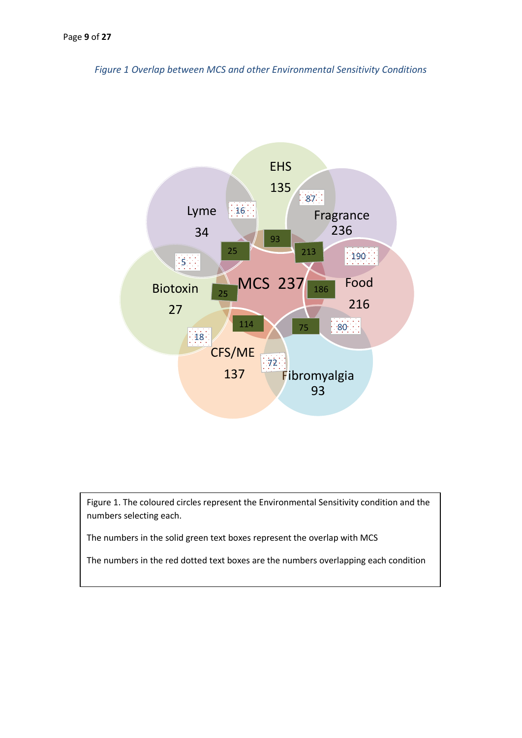*Figure 1 Overlap between MCS and other Environmental Sensitivity Conditions*

EHS
135

Lyme
34

Fragrance
236

Biotoxin
27

MCS 237

Food
216

CFS/ME
137

Fibromyalgia
93

16

87

93

25

213

190

5

25

186

114

75

80

18

72

Figure 1. The coloured circles represent the Environmental Sensitivity condition and the numbers selecting each.

The numbers in the solid green text boxes represent the overlap with MCS

The numbers in the red dotted text boxes are the numbers overlapping each condition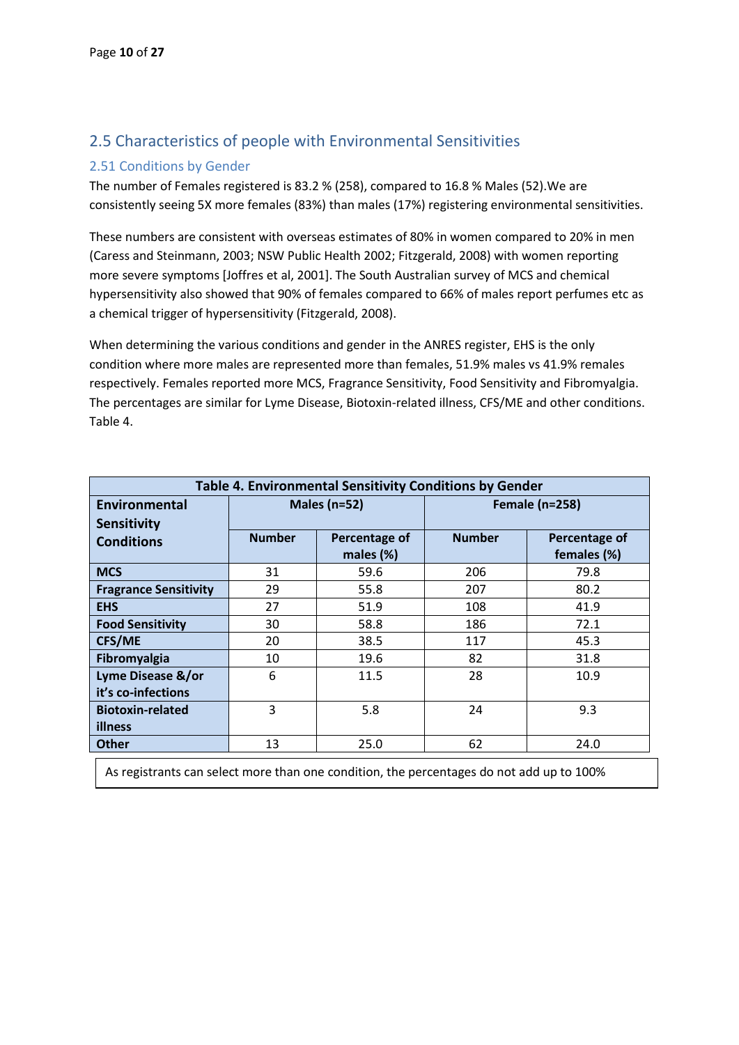## 2.5 Characteristics of people with Environmental Sensitivities

### 2.51 Conditions by Gender

The number of Females registered is 83.2 % (258), compared to 16.8 % Males (52).We are consistently seeing 5X more females (83%) than males (17%) registering environmental sensitivities.

These numbers are consistent with overseas estimates of 80% in women compared to 20% in men (Caress and Steinmann, 2003; NSW Public Health 2002; Fitzgerald, 2008) with women reporting more severe symptoms [Joffres et al, 2001]. The South Australian survey of MCS and chemical hypersensitivity also showed that 90% of females compared to 66% of males report perfumes etc as a chemical trigger of hypersensitivity (Fitzgerald, 2008).

When determining the various conditions and gender in the ANRES register, EHS is the only condition where more males are represented more than females, 51.9% males vs 41.9% remales respectively. Females reported more MCS, Fragrance Sensitivity, Food Sensitivity and Fibromyalgia. The percentages are similar for Lyme Disease, Biotoxin-related illness, CFS/ME and other conditions. Table 4.

**Table 4. Environmental Sensitivity Conditions by Gender**

| Environmental Sensitivity Conditions | Males (n=52) | | Female (n=258) | |
|---|---|---|---|---|
| | Number | Percentage of males (%) | Number | Percentage of females (%) |
| **MCS** | 31 | 59.6 | 206 | 79.8 |
| **Fragrance Sensitivity** | 29 | 55.8 | 207 | 80.2 |
| **EHS** | 27 | 51.9 | 108 | 41.9 |
| **Food Sensitivity** | 30 | 58.8 | 186 | 72.1 |
| **CFS/ME** | 20 | 38.5 | 117 | 45.3 |
| **Fibromyalgia** | 10 | 19.6 | 82 | 31.8 |
| **Lyme Disease &/or it's co-infections** | 6 | 11.5 | 28 | 10.9 |
| **Biotoxin-related illness** | 3 | 5.8 | 24 | 9.3 |
| **Other** | 13 | 25.0 | 62 | 24.0 |

As registrants can select more than one condition, the percentages do not add up to 100%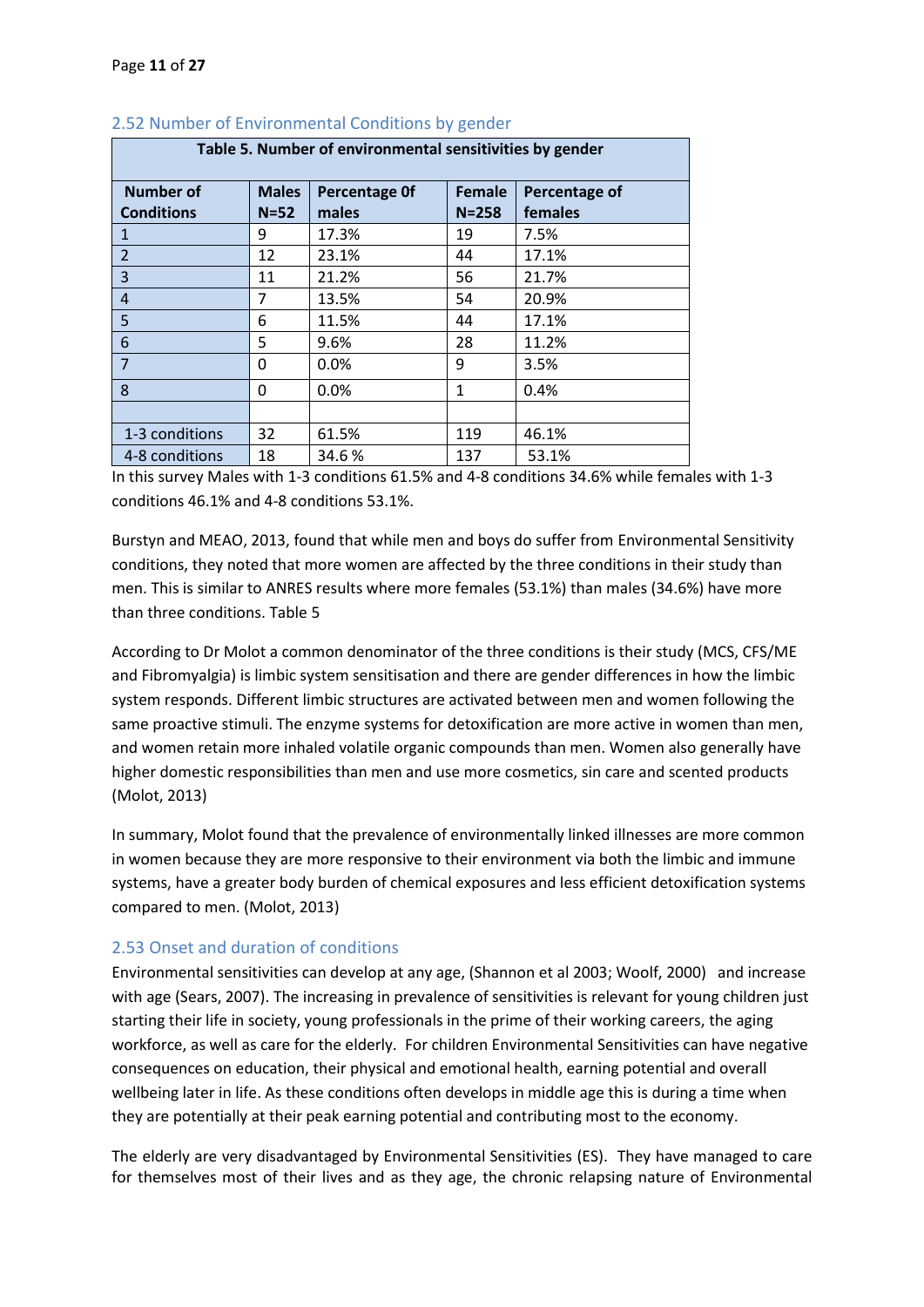### 2.52 Number of Environmental Conditions by gender

| Table 5. Number of environmental sensitivities by gender | | | | |
|---|---|---|---|---|
| **Number of Conditions** | **Males N=52** | **Percentage 0f males** | **Female N=258** | **Percentage of females** |
| 1 | 9 | 17.3% | 19 | 7.5% |
| 2 | 12 | 23.1% | 44 | 17.1% |
| 3 | 11 | 21.2% | 56 | 21.7% |
| 4 | 7 | 13.5% | 54 | 20.9% |
| 5 | 6 | 11.5% | 44 | 17.1% |
| 6 | 5 | 9.6% | 28 | 11.2% |
| 7 | 0 | 0.0% | 9 | 3.5% |
| 8 | 0 | 0.0% | 1 | 0.4% |
| | | | | |
| 1-3 conditions | 32 | 61.5% | 119 | 46.1% |
| 4-8 conditions | 18 | 34.6 % | 137 | 53.1% |

In this survey Males with 1-3 conditions 61.5% and 4-8 conditions 34.6% while females with 1-3 conditions 46.1% and 4-8 conditions 53.1%.

Burstyn and MEAO, 2013, found that while men and boys do suffer from Environmental Sensitivity conditions, they noted that more women are affected by the three conditions in their study than men. This is similar to ANRES results where more females (53.1%) than males (34.6%) have more than three conditions. Table 5

According to Dr Molot a common denominator of the three conditions is their study (MCS, CFS/ME and Fibromyalgia) is limbic system sensitisation and there are gender differences in how the limbic system responds. Different limbic structures are activated between men and women following the same proactive stimuli. The enzyme systems for detoxification are more active in women than men, and women retain more inhaled volatile organic compounds than men. Women also generally have higher domestic responsibilities than men and use more cosmetics, sin care and scented products (Molot, 2013)

In summary, Molot found that the prevalence of environmentally linked illnesses are more common in women because they are more responsive to their environment via both the limbic and immune systems, have a greater body burden of chemical exposures and less efficient detoxification systems compared to men. (Molot, 2013)

### 2.53 Onset and duration of conditions

Environmental sensitivities can develop at any age, (Shannon et al 2003; Woolf, 2000) and increase with age (Sears, 2007). The increasing in prevalence of sensitivities is relevant for young children just starting their life in society, young professionals in the prime of their working careers, the aging workforce, as well as care for the elderly. For children Environmental Sensitivities can have negative consequences on education, their physical and emotional health, earning potential and overall wellbeing later in life. As these conditions often develops in middle age this is during a time when they are potentially at their peak earning potential and contributing most to the economy.

The elderly are very disadvantaged by Environmental Sensitivities (ES). They have managed to care for themselves most of their lives and as they age, the chronic relapsing nature of Environmental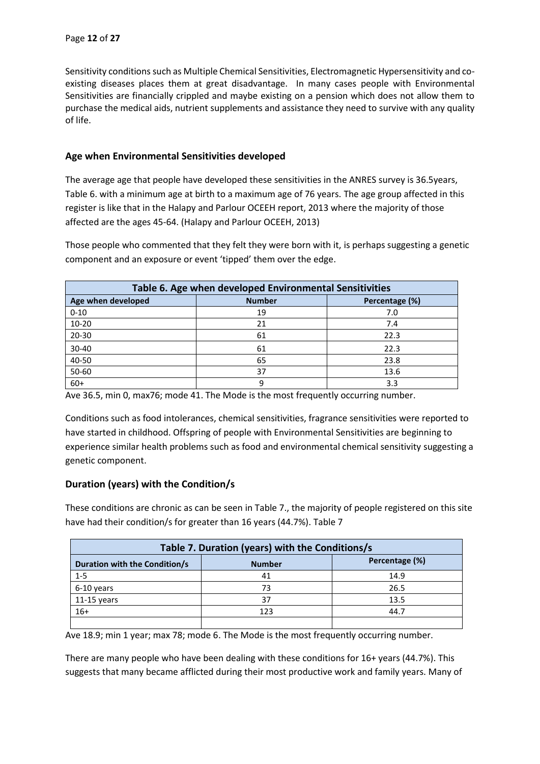Sensitivity conditions such as Multiple Chemical Sensitivities, Electromagnetic Hypersensitivity and co-existing diseases places them at great disadvantage. In many cases people with Environmental Sensitivities are financially crippled and maybe existing on a pension which does not allow them to purchase the medical aids, nutrient supplements and assistance they need to survive with any quality of life.

## Age when Environmental Sensitivities developed

The average age that people have developed these sensitivities in the ANRES survey is 36.5years, Table 6. with a minimum age at birth to a maximum age of 76 years. The age group affected in this register is like that in the Halapy and Parlour OCEEH report, 2013 where the majority of those affected are the ages 45-64. (Halapy and Parlour OCEEH, 2013)

Those people who commented that they felt they were born with it, is perhaps suggesting a genetic component and an exposure or event 'tipped' them over the edge.

| Table 6. Age when developed Environmental Sensitivities | | |
|---|---|---|
| **Age when developed** | **Number** | **Percentage (%)** |
| 0-10 | 19 | 7.0 |
| 10-20 | 21 | 7.4 |
| 20-30 | 61 | 22.3 |
| 30-40 | 61 | 22.3 |
| 40-50 | 65 | 23.8 |
| 50-60 | 37 | 13.6 |
| 60+ | 9 | 3.3 |

Ave 36.5, min 0, max76; mode 41. The Mode is the most frequently occurring number.

Conditions such as food intolerances, chemical sensitivities, fragrance sensitivities were reported to have started in childhood. Offspring of people with Environmental Sensitivities are beginning to experience similar health problems such as food and environmental chemical sensitivity suggesting a genetic component.

## Duration (years) with the Condition/s

These conditions are chronic as can be seen in Table 7., the majority of people registered on this site have had their condition/s for greater than 16 years (44.7%). Table 7

| Table 7. Duration (years) with the Conditions/s | | |
|---|---|---|
| **Duration with the Condition/s** | **Number** | **Percentage (%)** |
| 1-5 | 41 | 14.9 |
| 6-10 years | 73 | 26.5 |
| 11-15 years | 37 | 13.5 |
| 16+ | 123 | 44.7 |
| | | |

Ave 18.9; min 1 year; max 78; mode 6. The Mode is the most frequently occurring number.

There are many people who have been dealing with these conditions for 16+ years (44.7%). This suggests that many became afflicted during their most productive work and family years. Many of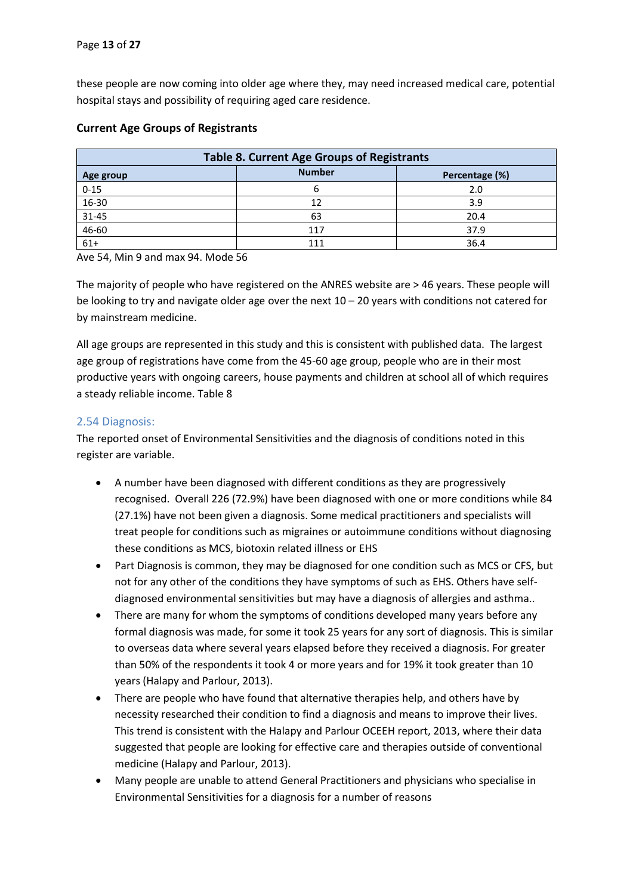these people are now coming into older age where they, may need increased medical care, potential hospital stays and possibility of requiring aged care residence.

**Current Age Groups of Registrants**

| Table 8. Current Age Groups of Registrants | | |
|---|---|---|
| **Age group** | **Number** | **Percentage (%)** |
| 0-15 | 6 | 2.0 |
| 16-30 | 12 | 3.9 |
| 31-45 | 63 | 20.4 |
| 46-60 | 117 | 37.9 |
| 61+ | 111 | 36.4 |

Ave 54, Min 9 and max 94. Mode 56

The majority of people who have registered on the ANRES website are > 46 years. These people will be looking to try and navigate older age over the next 10 – 20 years with conditions not catered for by mainstream medicine.

All age groups are represented in this study and this is consistent with published data. The largest age group of registrations have come from the 45-60 age group, people who are in their most productive years with ongoing careers, house payments and children at school all of which requires a steady reliable income. Table 8

### 2.54 Diagnosis:

The reported onset of Environmental Sensitivities and the diagnosis of conditions noted in this register are variable.

- A number have been diagnosed with different conditions as they are progressively recognised. Overall 226 (72.9%) have been diagnosed with one or more conditions while 84 (27.1%) have not been given a diagnosis. Some medical practitioners and specialists will treat people for conditions such as migraines or autoimmune conditions without diagnosing these conditions as MCS, biotoxin related illness or EHS
- Part Diagnosis is common, they may be diagnosed for one condition such as MCS or CFS, but not for any other of the conditions they have symptoms of such as EHS. Others have self-diagnosed environmental sensitivities but may have a diagnosis of allergies and asthma..
- There are many for whom the symptoms of conditions developed many years before any formal diagnosis was made, for some it took 25 years for any sort of diagnosis. This is similar to overseas data where several years elapsed before they received a diagnosis. For greater than 50% of the respondents it took 4 or more years and for 19% it took greater than 10 years (Halapy and Parlour, 2013).
- There are people who have found that alternative therapies help, and others have by necessity researched their condition to find a diagnosis and means to improve their lives. This trend is consistent with the Halapy and Parlour OCEEH report, 2013, where their data suggested that people are looking for effective care and therapies outside of conventional medicine (Halapy and Parlour, 2013).
- Many people are unable to attend General Practitioners and physicians who specialise in Environmental Sensitivities for a diagnosis for a number of reasons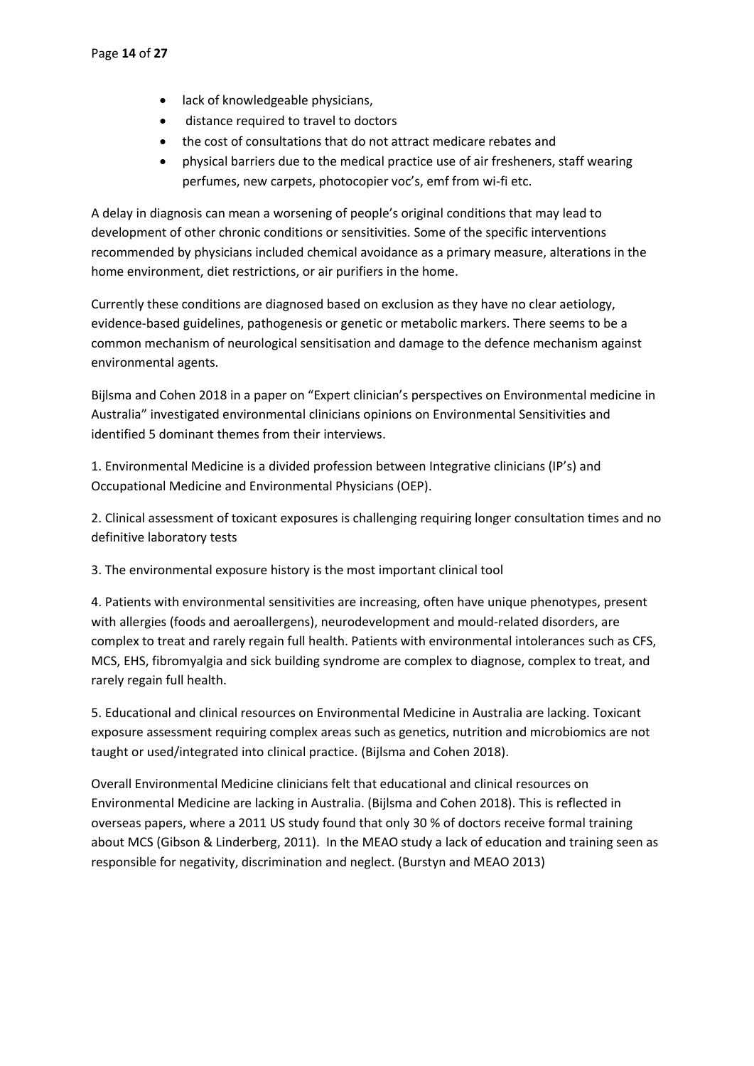- lack of knowledgeable physicians,
- distance required to travel to doctors
- the cost of consultations that do not attract medicare rebates and
- physical barriers due to the medical practice use of air fresheners, staff wearing perfumes, new carpets, photocopier voc's, emf from wi-fi etc.

A delay in diagnosis can mean a worsening of people's original conditions that may lead to development of other chronic conditions or sensitivities. Some of the specific interventions recommended by physicians included chemical avoidance as a primary measure, alterations in the home environment, diet restrictions, or air purifiers in the home.

Currently these conditions are diagnosed based on exclusion as they have no clear aetiology, evidence-based guidelines, pathogenesis or genetic or metabolic markers. There seems to be a common mechanism of neurological sensitisation and damage to the defence mechanism against environmental agents.

Bijlsma and Cohen 2018 in a paper on "Expert clinician's perspectives on Environmental medicine in Australia" investigated environmental clinicians opinions on Environmental Sensitivities and identified 5 dominant themes from their interviews.

1. Environmental Medicine is a divided profession between Integrative clinicians (IP's) and Occupational Medicine and Environmental Physicians (OEP).

2. Clinical assessment of toxicant exposures is challenging requiring longer consultation times and no definitive laboratory tests

3. The environmental exposure history is the most important clinical tool

4. Patients with environmental sensitivities are increasing, often have unique phenotypes, present with allergies (foods and aeroallergens), neurodevelopment and mould-related disorders, are complex to treat and rarely regain full health. Patients with environmental intolerances such as CFS, MCS, EHS, fibromyalgia and sick building syndrome are complex to diagnose, complex to treat, and rarely regain full health.

5. Educational and clinical resources on Environmental Medicine in Australia are lacking. Toxicant exposure assessment requiring complex areas such as genetics, nutrition and microbiomics are not taught or used/integrated into clinical practice. (Bijlsma and Cohen 2018).

Overall Environmental Medicine clinicians felt that educational and clinical resources on Environmental Medicine are lacking in Australia. (Bijlsma and Cohen 2018). This is reflected in overseas papers, where a 2011 US study found that only 30 % of doctors receive formal training about MCS (Gibson & Linderberg, 2011). In the MEAO study a lack of education and training seen as responsible for negativity, discrimination and neglect. (Burstyn and MEAO 2013)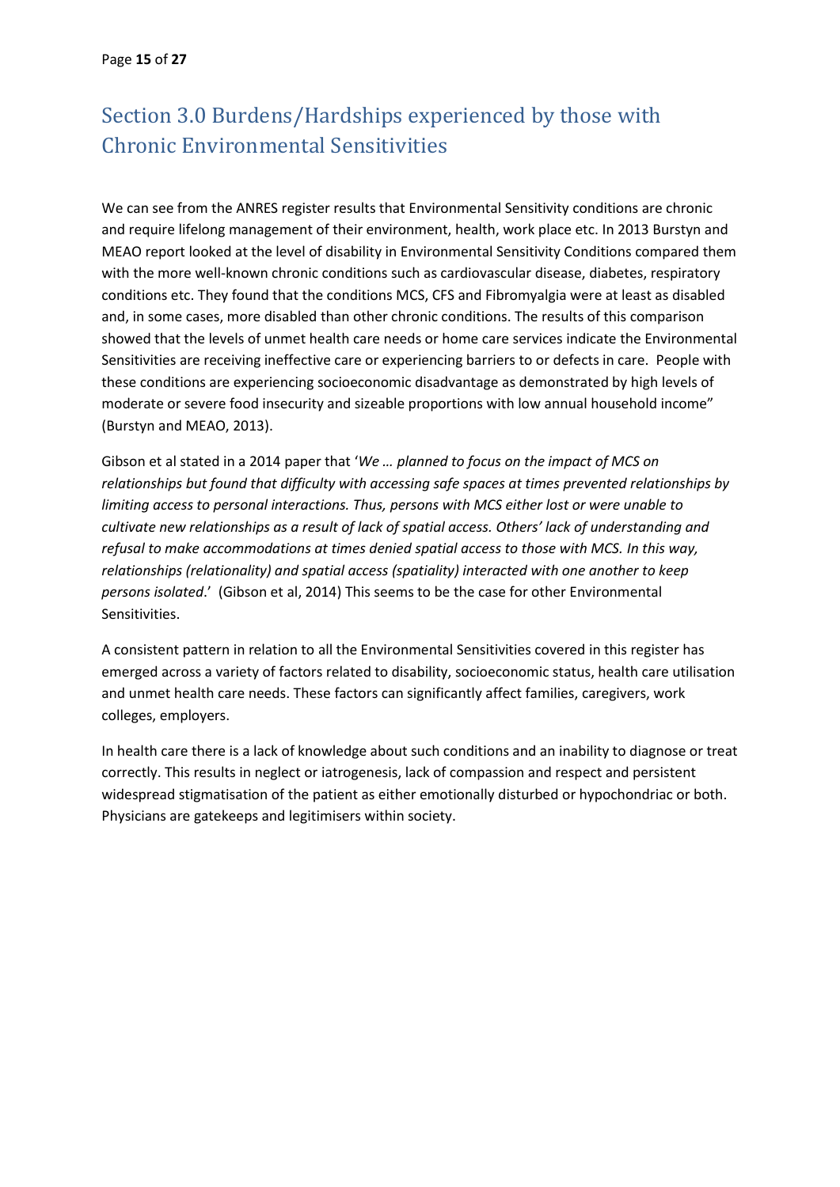## Section 3.0 Burdens/Hardships experienced by those with Chronic Environmental Sensitivities

We can see from the ANRES register results that Environmental Sensitivity conditions are chronic and require lifelong management of their environment, health, work place etc. In 2013 Burstyn and MEAO report looked at the level of disability in Environmental Sensitivity Conditions compared them with the more well-known chronic conditions such as cardiovascular disease, diabetes, respiratory conditions etc. They found that the conditions MCS, CFS and Fibromyalgia were at least as disabled and, in some cases, more disabled than other chronic conditions. The results of this comparison showed that the levels of unmet health care needs or home care services indicate the Environmental Sensitivities are receiving ineffective care or experiencing barriers to or defects in care. People with these conditions are experiencing socioeconomic disadvantage as demonstrated by high levels of moderate or severe food insecurity and sizeable proportions with low annual household income" (Burstyn and MEAO, 2013).

Gibson et al stated in a 2014 paper that '*We … planned to focus on the impact of MCS on relationships but found that difficulty with accessing safe spaces at times prevented relationships by limiting access to personal interactions. Thus, persons with MCS either lost or were unable to cultivate new relationships as a result of lack of spatial access. Others' lack of understanding and refusal to make accommodations at times denied spatial access to those with MCS. In this way, relationships (relationality) and spatial access (spatiality) interacted with one another to keep persons isolated*.' (Gibson et al, 2014) This seems to be the case for other Environmental Sensitivities.

A consistent pattern in relation to all the Environmental Sensitivities covered in this register has emerged across a variety of factors related to disability, socioeconomic status, health care utilisation and unmet health care needs. These factors can significantly affect families, caregivers, work colleges, employers.

In health care there is a lack of knowledge about such conditions and an inability to diagnose or treat correctly. This results in neglect or iatrogenesis, lack of compassion and respect and persistent widespread stigmatisation of the patient as either emotionally disturbed or hypochondriac or both. Physicians are gatekeeps and legitimisers within society.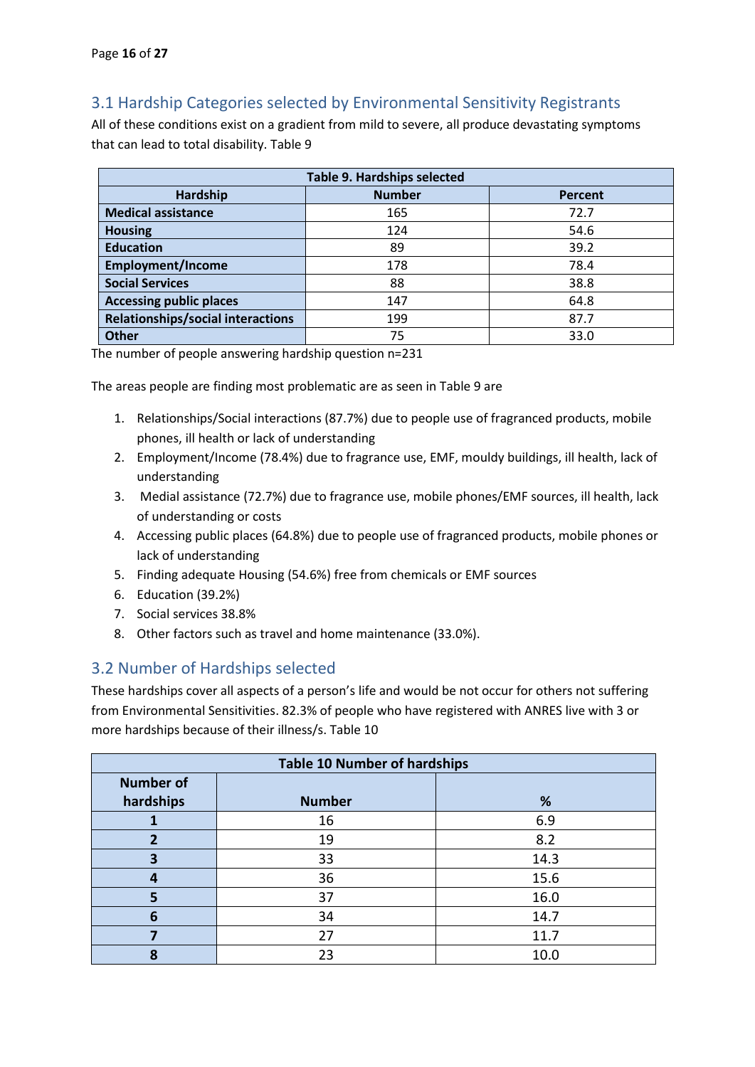## 3.1 Hardship Categories selected by Environmental Sensitivity Registrants

All of these conditions exist on a gradient from mild to severe, all produce devastating symptoms that can lead to total disability. Table 9

| Table 9. Hardships selected | | |
|---|---|---|
| **Hardship** | **Number** | **Percent** |
| **Medical assistance** | 165 | 72.7 |
| **Housing** | 124 | 54.6 |
| **Education** | 89 | 39.2 |
| **Employment/Income** | 178 | 78.4 |
| **Social Services** | 88 | 38.8 |
| **Accessing public places** | 147 | 64.8 |
| **Relationships/social interactions** | 199 | 87.7 |
| **Other** | 75 | 33.0 |

The number of people answering hardship question n=231

The areas people are finding most problematic are as seen in Table 9 are

1. Relationships/Social interactions (87.7%) due to people use of fragranced products, mobile phones, ill health or lack of understanding
2. Employment/Income (78.4%) due to fragrance use, EMF, mouldy buildings, ill health, lack of understanding
3. Medial assistance (72.7%) due to fragrance use, mobile phones/EMF sources, ill health, lack of understanding or costs
4. Accessing public places (64.8%) due to people use of fragranced products, mobile phones or lack of understanding
5. Finding adequate Housing (54.6%) free from chemicals or EMF sources
6. Education (39.2%)
7. Social services 38.8%
8. Other factors such as travel and home maintenance (33.0%).

## 3.2 Number of Hardships selected

These hardships cover all aspects of a person's life and would be not occur for others not suffering from Environmental Sensitivities. 82.3% of people who have registered with ANRES live with 3 or more hardships because of their illness/s. Table 10

| Table 10 Number of hardships | | |
|---|---|---|
| **Number of hardships** | **Number** | **%** |
| **1** | 16 | 6.9 |
| **2** | 19 | 8.2 |
| **3** | 33 | 14.3 |
| **4** | 36 | 15.6 |
| **5** | 37 | 16.0 |
| **6** | 34 | 14.7 |
| **7** | 27 | 11.7 |
| **8** | 23 | 10.0 |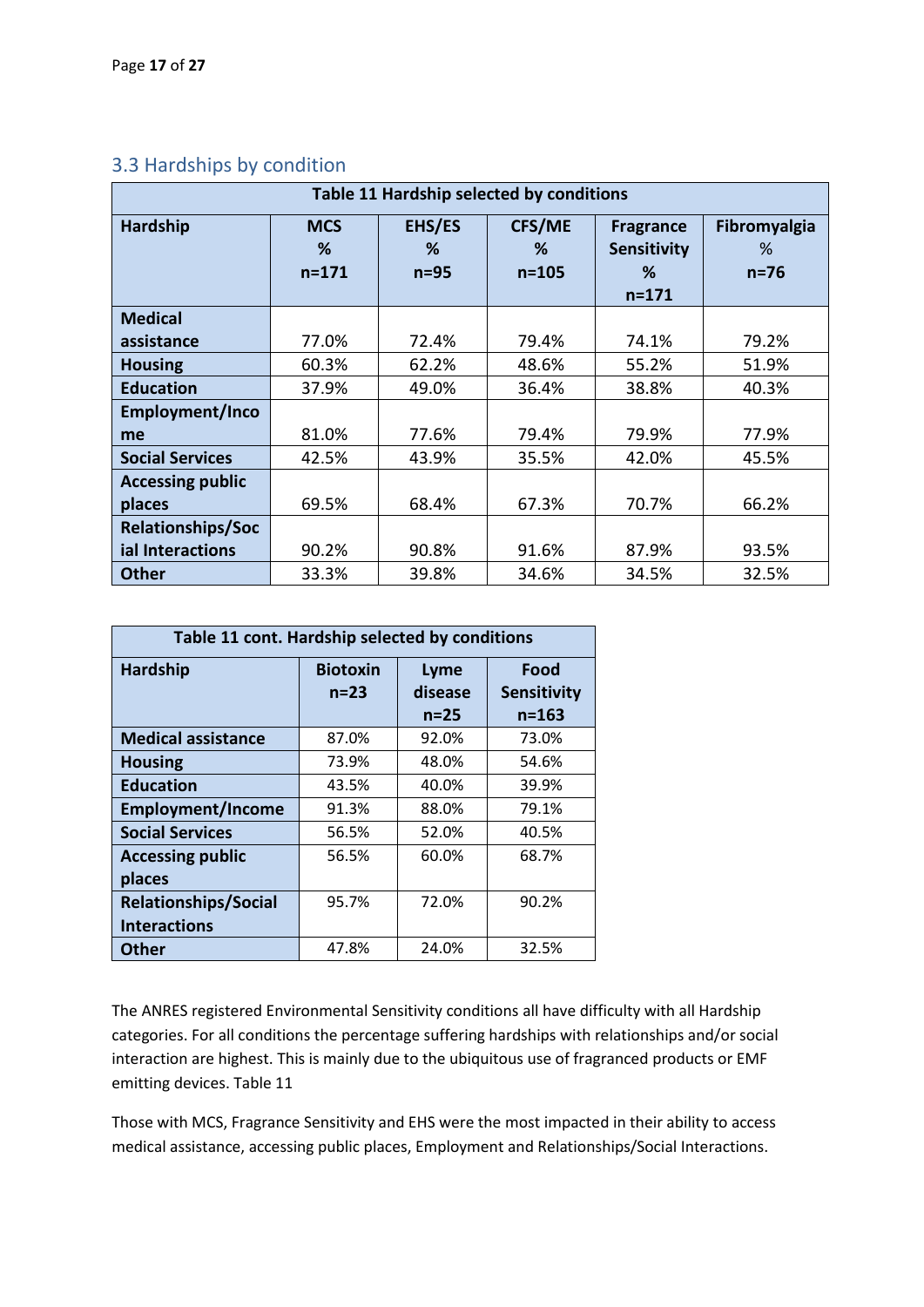## 3.3 Hardships by condition

| Table 11 Hardship selected by conditions | | | | | |
|---|---|---|---|---|---|
| **Hardship** | **MCS % n=171** | **EHS/ES % n=95** | **CFS/ME % n=105** | **Fragrance Sensitivity % n=171** | **Fibromyalgia % n=76** |
| **Medical assistance** | 77.0% | 72.4% | 79.4% | 74.1% | 79.2% |
| **Housing** | 60.3% | 62.2% | 48.6% | 55.2% | 51.9% |
| **Education** | 37.9% | 49.0% | 36.4% | 38.8% | 40.3% |
| **Employment/Income** | 81.0% | 77.6% | 79.4% | 79.9% | 77.9% |
| **Social Services** | 42.5% | 43.9% | 35.5% | 42.0% | 45.5% |
| **Accessing public places** | 69.5% | 68.4% | 67.3% | 70.7% | 66.2% |
| **Relationships/Social Interactions** | 90.2% | 90.8% | 91.6% | 87.9% | 93.5% |
| **Other** | 33.3% | 39.8% | 34.6% | 34.5% | 32.5% |

| Table 11 cont. Hardship selected by conditions | | | |
|---|---|---|---|
| **Hardship** | **Biotoxin n=23** | **Lyme disease n=25** | **Food Sensitivity n=163** |
| **Medical assistance** | 87.0% | 92.0% | 73.0% |
| **Housing** | 73.9% | 48.0% | 54.6% |
| **Education** | 43.5% | 40.0% | 39.9% |
| **Employment/Income** | 91.3% | 88.0% | 79.1% |
| **Social Services** | 56.5% | 52.0% | 40.5% |
| **Accessing public places** | 56.5% | 60.0% | 68.7% |
| **Relationships/Social Interactions** | 95.7% | 72.0% | 90.2% |
| **Other** | 47.8% | 24.0% | 32.5% |

The ANRES registered Environmental Sensitivity conditions all have difficulty with all Hardship categories. For all conditions the percentage suffering hardships with relationships and/or social interaction are highest. This is mainly due to the ubiquitous use of fragranced products or EMF emitting devices. Table 11

Those with MCS, Fragrance Sensitivity and EHS were the most impacted in their ability to access medical assistance, accessing public places, Employment and Relationships/Social Interactions.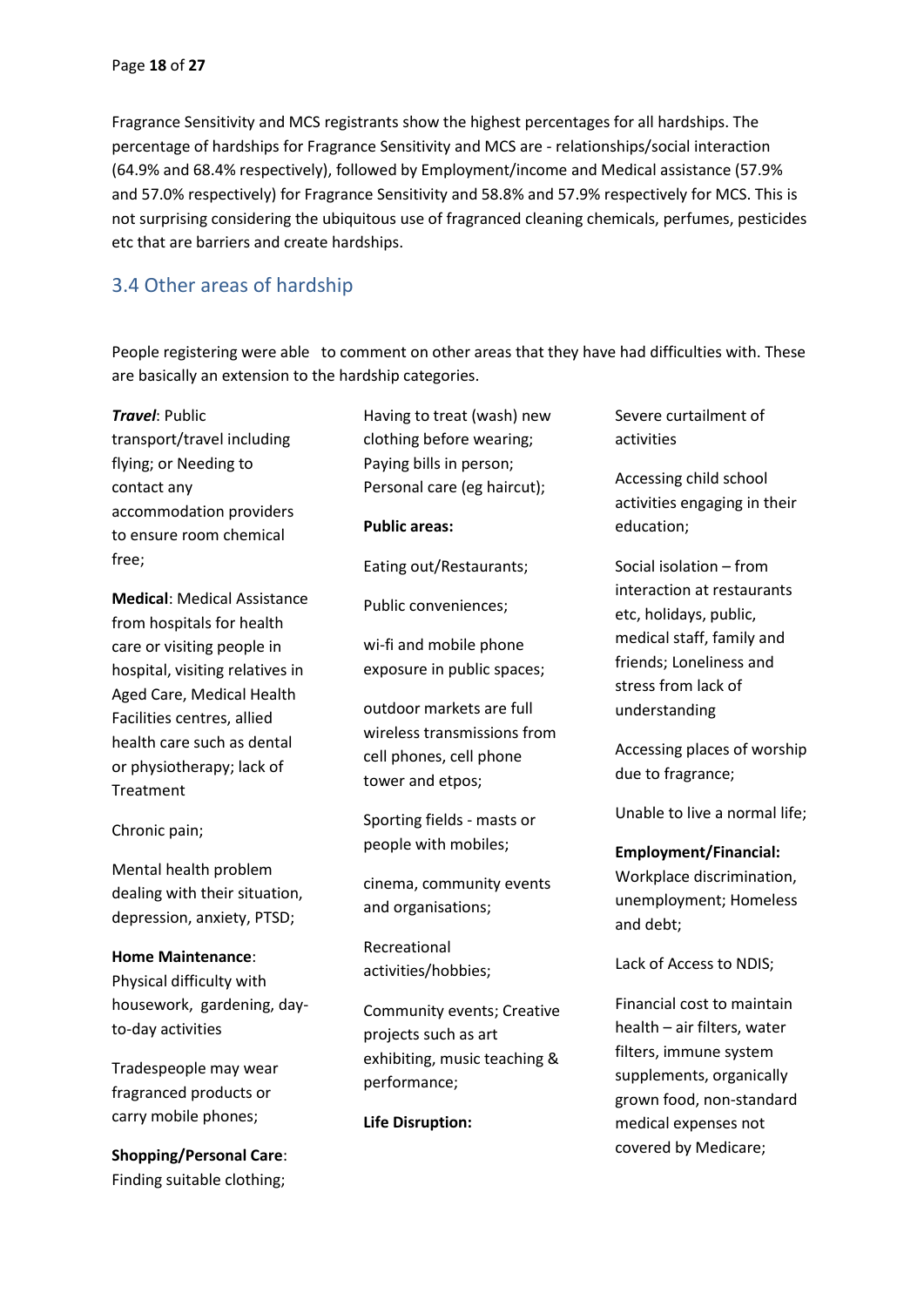Fragrance Sensitivity and MCS registrants show the highest percentages for all hardships. The percentage of hardships for Fragrance Sensitivity and MCS are - relationships/social interaction (64.9% and 68.4% respectively), followed by Employment/income and Medical assistance (57.9% and 57.0% respectively) for Fragrance Sensitivity and 58.8% and 57.9% respectively for MCS. This is not surprising considering the ubiquitous use of fragranced cleaning chemicals, perfumes, pesticides etc that are barriers and create hardships.

## 3.4 Other areas of hardship

People registering were able to comment on other areas that they have had difficulties with. These are basically an extension to the hardship categories.

***Travel***: Public transport/travel including flying; or Needing to contact any accommodation providers to ensure room chemical free;

**Medical**: Medical Assistance from hospitals for health care or visiting people in hospital, visiting relatives in Aged Care, Medical Health Facilities centres, allied health care such as dental or physiotherapy; lack of Treatment

Chronic pain;

Mental health problem dealing with their situation, depression, anxiety, PTSD;

**Home Maintenance**: Physical difficulty with housework, gardening, day-to-day activities

Tradespeople may wear fragranced products or carry mobile phones;

**Shopping/Personal Care**: Finding suitable clothing; Having to treat (wash) new clothing before wearing; Paying bills in person; Personal care (eg haircut);

**Public areas:**

Eating out/Restaurants;

Public conveniences;

wi-fi and mobile phone exposure in public spaces;

outdoor markets are full wireless transmissions from cell phones, cell phone tower and etpos;

Sporting fields - masts or people with mobiles;

cinema, community events and organisations;

Recreational activities/hobbies;

Community events; Creative projects such as art exhibiting, music teaching & performance;

**Life Disruption:**

Severe curtailment of activities

Accessing child school activities engaging in their education;

Social isolation – from interaction at restaurants etc, holidays, public, medical staff, family and friends; Loneliness and stress from lack of understanding

Accessing places of worship due to fragrance;

Unable to live a normal life;

**Employment/Financial:** Workplace discrimination, unemployment; Homeless and debt;

Lack of Access to NDIS;

Financial cost to maintain health – air filters, water filters, immune system supplements, organically grown food, non-standard medical expenses not covered by Medicare;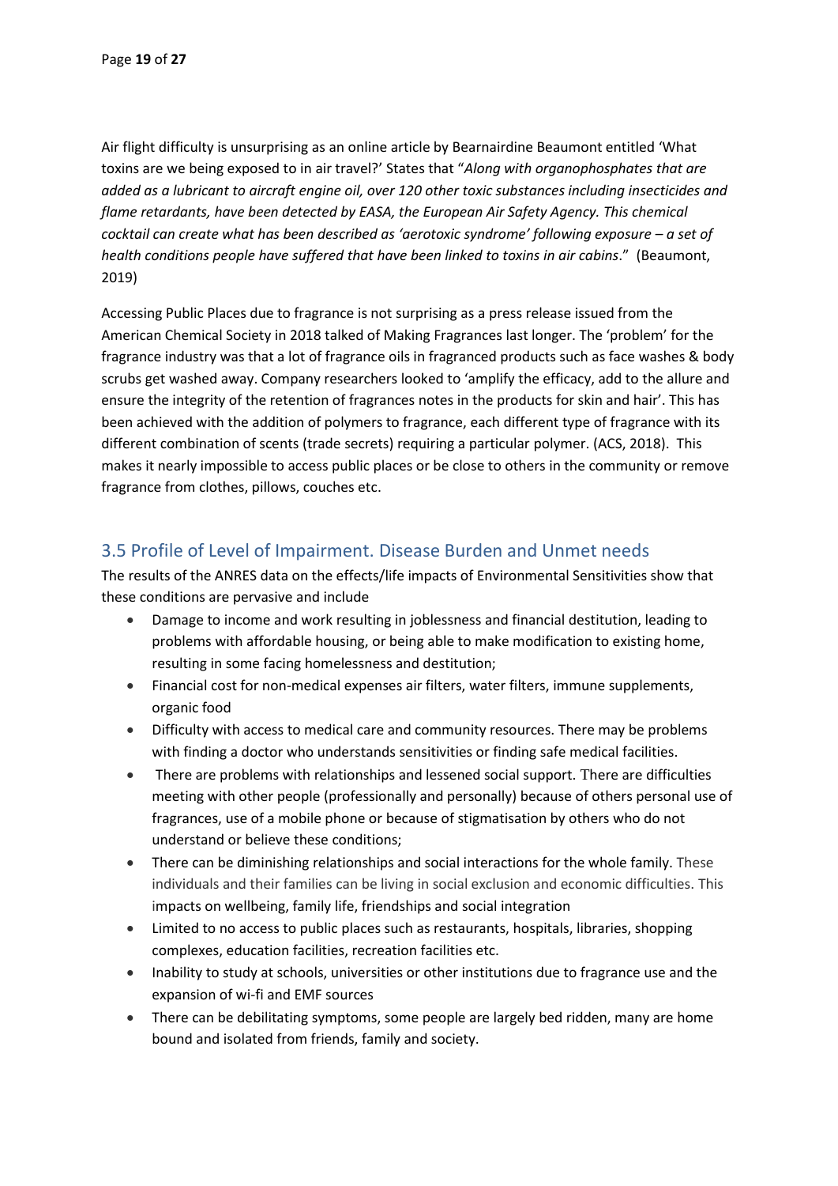Air flight difficulty is unsurprising as an online article by Bearnairdine Beaumont entitled 'What toxins are we being exposed to in air travel?' States that "*Along with organophosphates that are added as a lubricant to aircraft engine oil, over 120 other toxic substances including insecticides and flame retardants, have been detected by EASA, the European Air Safety Agency. This chemical cocktail can create what has been described as 'aerotoxic syndrome' following exposure – a set of health conditions people have suffered that have been linked to toxins in air cabins*." (Beaumont, 2019)

Accessing Public Places due to fragrance is not surprising as a press release issued from the American Chemical Society in 2018 talked of Making Fragrances last longer. The 'problem' for the fragrance industry was that a lot of fragrance oils in fragranced products such as face washes & body scrubs get washed away. Company researchers looked to 'amplify the efficacy, add to the allure and ensure the integrity of the retention of fragrances notes in the products for skin and hair'. This has been achieved with the addition of polymers to fragrance, each different type of fragrance with its different combination of scents (trade secrets) requiring a particular polymer. (ACS, 2018). This makes it nearly impossible to access public places or be close to others in the community or remove fragrance from clothes, pillows, couches etc.

## 3.5 Profile of Level of Impairment. Disease Burden and Unmet needs

The results of the ANRES data on the effects/life impacts of Environmental Sensitivities show that these conditions are pervasive and include

- Damage to income and work resulting in joblessness and financial destitution, leading to problems with affordable housing, or being able to make modification to existing home, resulting in some facing homelessness and destitution;
- Financial cost for non-medical expenses air filters, water filters, immune supplements, organic food
- Difficulty with access to medical care and community resources. There may be problems with finding a doctor who understands sensitivities or finding safe medical facilities.
- There are problems with relationships and lessened social support. There are difficulties meeting with other people (professionally and personally) because of others personal use of fragrances, use of a mobile phone or because of stigmatisation by others who do not understand or believe these conditions;
- There can be diminishing relationships and social interactions for the whole family. These individuals and their families can be living in social exclusion and economic difficulties. This impacts on wellbeing, family life, friendships and social integration
- Limited to no access to public places such as restaurants, hospitals, libraries, shopping complexes, education facilities, recreation facilities etc.
- Inability to study at schools, universities or other institutions due to fragrance use and the expansion of wi-fi and EMF sources
- There can be debilitating symptoms, some people are largely bed ridden, many are home bound and isolated from friends, family and society.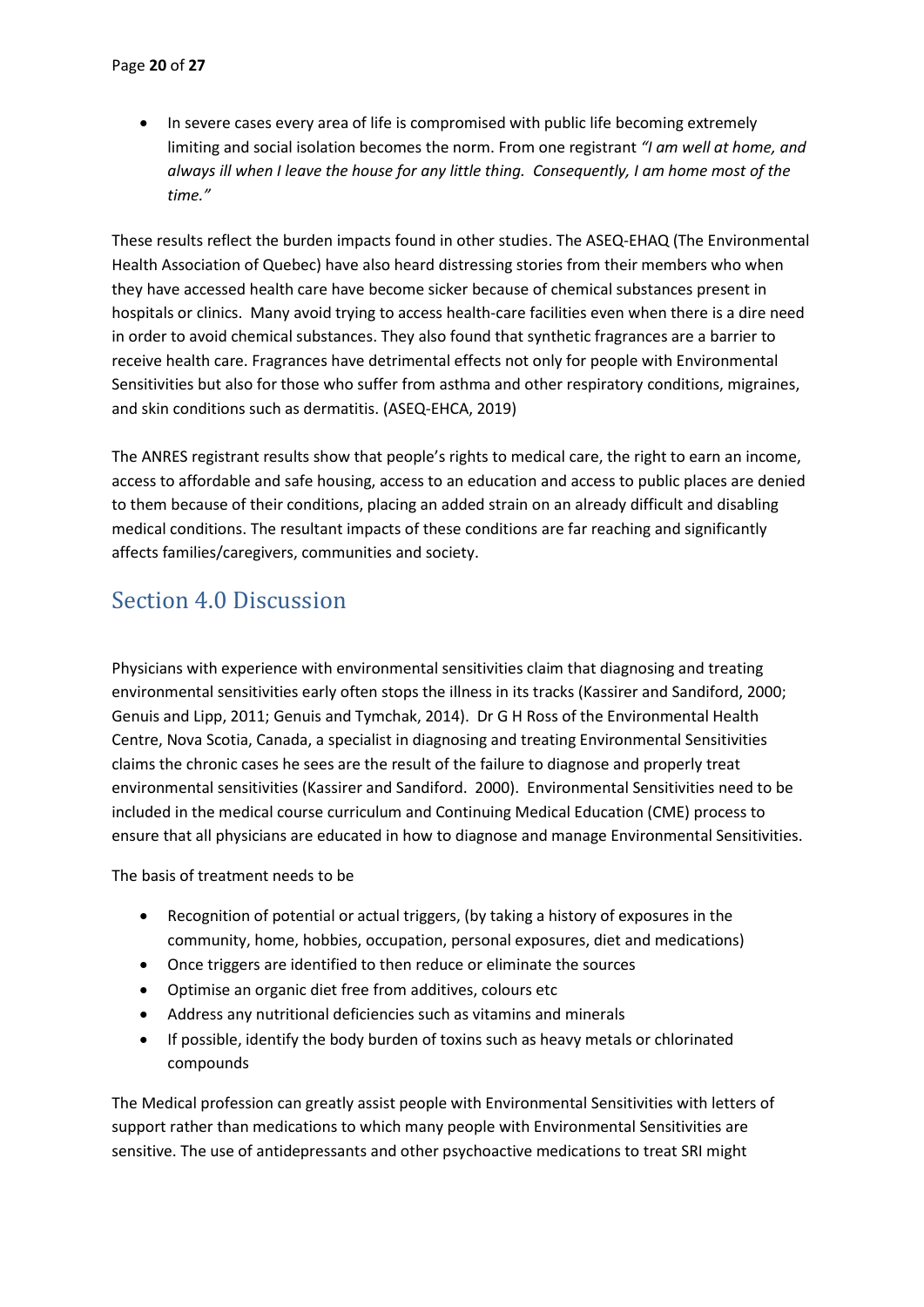- In severe cases every area of life is compromised with public life becoming extremely limiting and social isolation becomes the norm. From one registrant *"I am well at home, and always ill when I leave the house for any little thing. Consequently, I am home most of the time."*

These results reflect the burden impacts found in other studies. The ASEQ-EHAQ (The Environmental Health Association of Quebec) have also heard distressing stories from their members who when they have accessed health care have become sicker because of chemical substances present in hospitals or clinics. Many avoid trying to access health-care facilities even when there is a dire need in order to avoid chemical substances. They also found that synthetic fragrances are a barrier to receive health care. Fragrances have detrimental effects not only for people with Environmental Sensitivities but also for those who suffer from asthma and other respiratory conditions, migraines, and skin conditions such as dermatitis. (ASEQ-EHCA, 2019)

The ANRES registrant results show that people's rights to medical care, the right to earn an income, access to affordable and safe housing, access to an education and access to public places are denied to them because of their conditions, placing an added strain on an already difficult and disabling medical conditions. The resultant impacts of these conditions are far reaching and significantly affects families/caregivers, communities and society.

## Section 4.0 Discussion

Physicians with experience with environmental sensitivities claim that diagnosing and treating environmental sensitivities early often stops the illness in its tracks (Kassirer and Sandiford, 2000; Genuis and Lipp, 2011; Genuis and Tymchak, 2014). Dr G H Ross of the Environmental Health Centre, Nova Scotia, Canada, a specialist in diagnosing and treating Environmental Sensitivities claims the chronic cases he sees are the result of the failure to diagnose and properly treat environmental sensitivities (Kassirer and Sandiford. 2000). Environmental Sensitivities need to be included in the medical course curriculum and Continuing Medical Education (CME) process to ensure that all physicians are educated in how to diagnose and manage Environmental Sensitivities.

The basis of treatment needs to be

- Recognition of potential or actual triggers, (by taking a history of exposures in the community, home, hobbies, occupation, personal exposures, diet and medications)
- Once triggers are identified to then reduce or eliminate the sources
- Optimise an organic diet free from additives, colours etc
- Address any nutritional deficiencies such as vitamins and minerals
- If possible, identify the body burden of toxins such as heavy metals or chlorinated compounds

The Medical profession can greatly assist people with Environmental Sensitivities with letters of support rather than medications to which many people with Environmental Sensitivities are sensitive. The use of antidepressants and other psychoactive medications to treat SRI might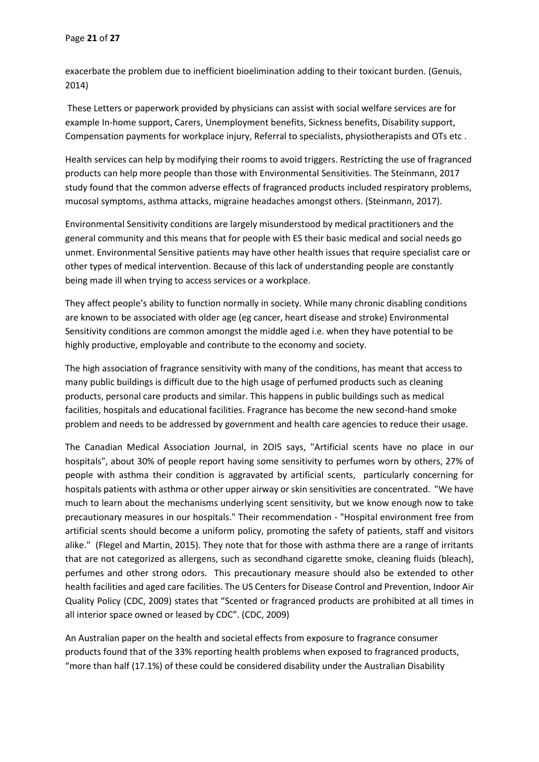exacerbate the problem due to inefficient bioelimination adding to their toxicant burden. (Genuis, 2014)

These Letters or paperwork provided by physicians can assist with social welfare services are for example In-home support, Carers, Unemployment benefits, Sickness benefits, Disability support, Compensation payments for workplace injury, Referral to specialists, physiotherapists and OTs etc .

Health services can help by modifying their rooms to avoid triggers. Restricting the use of fragranced products can help more people than those with Environmental Sensitivities. The Steinmann, 2017 study found that the common adverse effects of fragranced products included respiratory problems, mucosal symptoms, asthma attacks, migraine headaches amongst others. (Steinmann, 2017).

Environmental Sensitivity conditions are largely misunderstood by medical practitioners and the general community and this means that for people with ES their basic medical and social needs go unmet. Environmental Sensitive patients may have other health issues that require specialist care or other types of medical intervention. Because of this lack of understanding people are constantly being made ill when trying to access services or a workplace.

They affect people's ability to function normally in society. While many chronic disabling conditions are known to be associated with older age (eg cancer, heart disease and stroke) Environmental Sensitivity conditions are common amongst the middle aged i.e. when they have potential to be highly productive, employable and contribute to the economy and society.

The high association of fragrance sensitivity with many of the conditions, has meant that access to many public buildings is difficult due to the high usage of perfumed products such as cleaning products, personal care products and similar. This happens in public buildings such as medical facilities, hospitals and educational facilities. Fragrance has become the new second-hand smoke problem and needs to be addressed by government and health care agencies to reduce their usage.

The Canadian Medical Association Journal, in 2OI5 says, "Artificial scents have no place in our hospitals", about 30% of people report having some sensitivity to perfumes worn by others, 27% of people with asthma their condition is aggravated by artificial scents, particularly concerning for hospitals patients with asthma or other upper airway or skin sensitivities are concentrated. "We have much to learn about the mechanisms underlying scent sensitivity, but we know enough now to take precautionary measures in our hospitals." Their recommendation - "Hospital environment free from artificial scents should become a uniform policy, promoting the safety of patients, staff and visitors alike." (Flegel and Martin, 2015). They note that for those with asthma there are a range of irritants that are not categorized as allergens, such as secondhand cigarette smoke, cleaning fluids (bleach), perfumes and other strong odors. This precautionary measure should also be extended to other health facilities and aged care facilities. The US Centers for Disease Control and Prevention, Indoor Air Quality Policy (CDC, 2009) states that "Scented or fragranced products are prohibited at all times in all interior space owned or leased by CDC". (CDC, 2009)

An Australian paper on the health and societal effects from exposure to fragrance consumer products found that of the 33% reporting health problems when exposed to fragranced products, "more than half (17.1%) of these could be considered disability under the Australian Disability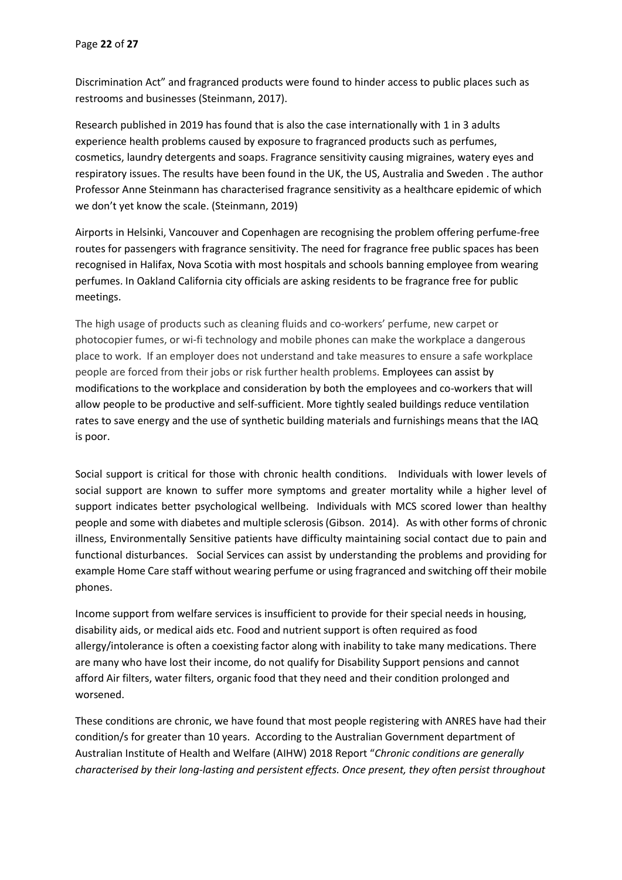Discrimination Act" and fragranced products were found to hinder access to public places such as restrooms and businesses (Steinmann, 2017).

Research published in 2019 has found that is also the case internationally with 1 in 3 adults experience health problems caused by exposure to fragranced products such as perfumes, cosmetics, laundry detergents and soaps. Fragrance sensitivity causing migraines, watery eyes and respiratory issues. The results have been found in the UK, the US, Australia and Sweden . The author Professor Anne Steinmann has characterised fragrance sensitivity as a healthcare epidemic of which we don't yet know the scale. (Steinmann, 2019)

Airports in Helsinki, Vancouver and Copenhagen are recognising the problem offering perfume-free routes for passengers with fragrance sensitivity. The need for fragrance free public spaces has been recognised in Halifax, Nova Scotia with most hospitals and schools banning employee from wearing perfumes. In Oakland California city officials are asking residents to be fragrance free for public meetings.

The high usage of products such as cleaning fluids and co-workers' perfume, new carpet or photocopier fumes, or wi-fi technology and mobile phones can make the workplace a dangerous place to work. If an employer does not understand and take measures to ensure a safe workplace people are forced from their jobs or risk further health problems. Employees can assist by modifications to the workplace and consideration by both the employees and co-workers that will allow people to be productive and self-sufficient. More tightly sealed buildings reduce ventilation rates to save energy and the use of synthetic building materials and furnishings means that the IAQ is poor.

Social support is critical for those with chronic health conditions. Individuals with lower levels of social support are known to suffer more symptoms and greater mortality while a higher level of support indicates better psychological wellbeing. Individuals with MCS scored lower than healthy people and some with diabetes and multiple sclerosis (Gibson. 2014). As with other forms of chronic illness, Environmentally Sensitive patients have difficulty maintaining social contact due to pain and functional disturbances. Social Services can assist by understanding the problems and providing for example Home Care staff without wearing perfume or using fragranced and switching off their mobile phones.

Income support from welfare services is insufficient to provide for their special needs in housing, disability aids, or medical aids etc. Food and nutrient support is often required as food allergy/intolerance is often a coexisting factor along with inability to take many medications. There are many who have lost their income, do not qualify for Disability Support pensions and cannot afford Air filters, water filters, organic food that they need and their condition prolonged and worsened.

These conditions are chronic, we have found that most people registering with ANRES have had their condition/s for greater than 10 years. According to the Australian Government department of Australian Institute of Health and Welfare (AIHW) 2018 Report "*Chronic conditions are generally characterised by their long-lasting and persistent effects. Once present, they often persist throughout*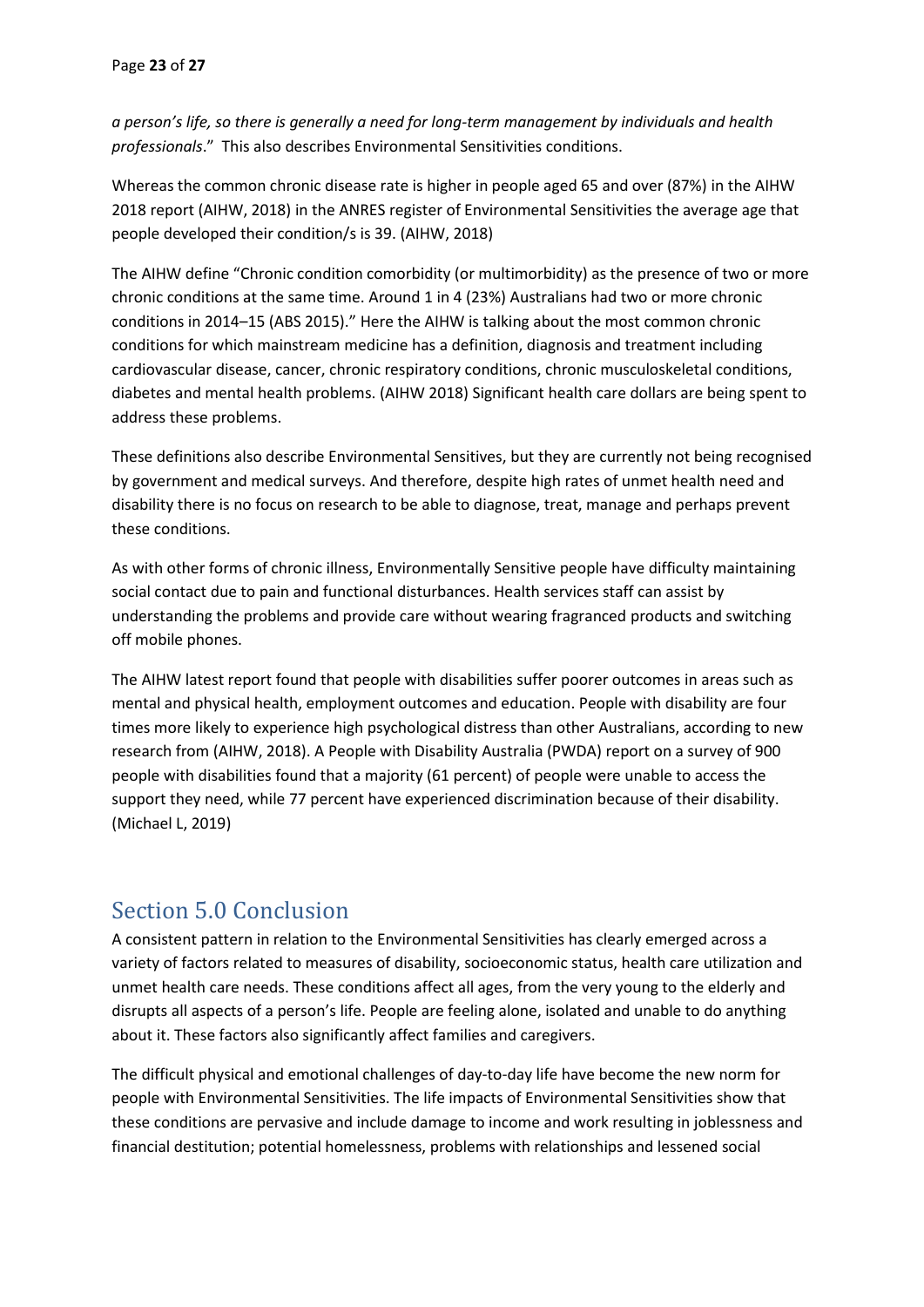*a person's life, so there is generally a need for long-term management by individuals and health professionals*." This also describes Environmental Sensitivities conditions.

Whereas the common chronic disease rate is higher in people aged 65 and over (87%) in the AIHW 2018 report (AIHW, 2018) in the ANRES register of Environmental Sensitivities the average age that people developed their condition/s is 39. (AIHW, 2018)

The AIHW define "Chronic condition comorbidity (or multimorbidity) as the presence of two or more chronic conditions at the same time. Around 1 in 4 (23%) Australians had two or more chronic conditions in 2014–15 (ABS 2015)." Here the AIHW is talking about the most common chronic conditions for which mainstream medicine has a definition, diagnosis and treatment including cardiovascular disease, cancer, chronic respiratory conditions, chronic musculoskeletal conditions, diabetes and mental health problems. (AIHW 2018) Significant health care dollars are being spent to address these problems.

These definitions also describe Environmental Sensitives, but they are currently not being recognised by government and medical surveys. And therefore, despite high rates of unmet health need and disability there is no focus on research to be able to diagnose, treat, manage and perhaps prevent these conditions.

As with other forms of chronic illness, Environmentally Sensitive people have difficulty maintaining social contact due to pain and functional disturbances. Health services staff can assist by understanding the problems and provide care without wearing fragranced products and switching off mobile phones.

The AIHW latest report found that people with disabilities suffer poorer outcomes in areas such as mental and physical health, employment outcomes and education. People with disability are four times more likely to experience high psychological distress than other Australians, according to new research from (AIHW, 2018). A People with Disability Australia (PWDA) report on a survey of 900 people with disabilities found that a majority (61 percent) of people were unable to access the support they need, while 77 percent have experienced discrimination because of their disability. (Michael L, 2019)

## Section 5.0 Conclusion

A consistent pattern in relation to the Environmental Sensitivities has clearly emerged across a variety of factors related to measures of disability, socioeconomic status, health care utilization and unmet health care needs. These conditions affect all ages, from the very young to the elderly and disrupts all aspects of a person's life. People are feeling alone, isolated and unable to do anything about it. These factors also significantly affect families and caregivers.

The difficult physical and emotional challenges of day-to-day life have become the new norm for people with Environmental Sensitivities. The life impacts of Environmental Sensitivities show that these conditions are pervasive and include damage to income and work resulting in joblessness and financial destitution; potential homelessness, problems with relationships and lessened social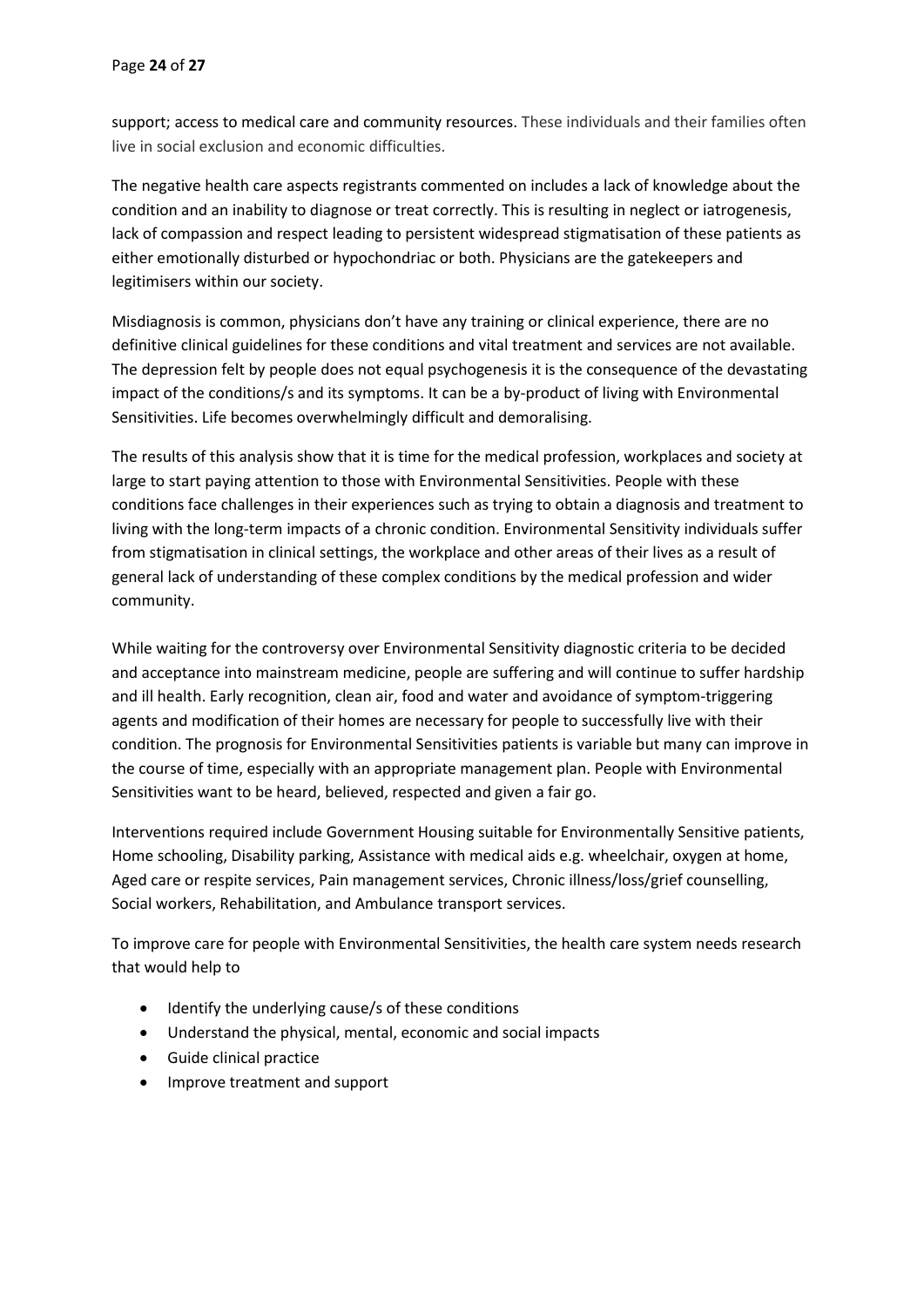support; access to medical care and community resources. These individuals and their families often live in social exclusion and economic difficulties.

The negative health care aspects registrants commented on includes a lack of knowledge about the condition and an inability to diagnose or treat correctly. This is resulting in neglect or iatrogenesis, lack of compassion and respect leading to persistent widespread stigmatisation of these patients as either emotionally disturbed or hypochondriac or both. Physicians are the gatekeepers and legitimisers within our society.

Misdiagnosis is common, physicians don't have any training or clinical experience, there are no definitive clinical guidelines for these conditions and vital treatment and services are not available. The depression felt by people does not equal psychogenesis it is the consequence of the devastating impact of the conditions/s and its symptoms. It can be a by-product of living with Environmental Sensitivities. Life becomes overwhelmingly difficult and demoralising.

The results of this analysis show that it is time for the medical profession, workplaces and society at large to start paying attention to those with Environmental Sensitivities. People with these conditions face challenges in their experiences such as trying to obtain a diagnosis and treatment to living with the long-term impacts of a chronic condition. Environmental Sensitivity individuals suffer from stigmatisation in clinical settings, the workplace and other areas of their lives as a result of general lack of understanding of these complex conditions by the medical profession and wider community.

While waiting for the controversy over Environmental Sensitivity diagnostic criteria to be decided and acceptance into mainstream medicine, people are suffering and will continue to suffer hardship and ill health. Early recognition, clean air, food and water and avoidance of symptom-triggering agents and modification of their homes are necessary for people to successfully live with their condition. The prognosis for Environmental Sensitivities patients is variable but many can improve in the course of time, especially with an appropriate management plan. People with Environmental Sensitivities want to be heard, believed, respected and given a fair go.

Interventions required include Government Housing suitable for Environmentally Sensitive patients, Home schooling, Disability parking, Assistance with medical aids e.g. wheelchair, oxygen at home, Aged care or respite services, Pain management services, Chronic illness/loss/grief counselling, Social workers, Rehabilitation, and Ambulance transport services.

To improve care for people with Environmental Sensitivities, the health care system needs research that would help to

- Identify the underlying cause/s of these conditions
- Understand the physical, mental, economic and social impacts
- Guide clinical practice
- Improve treatment and support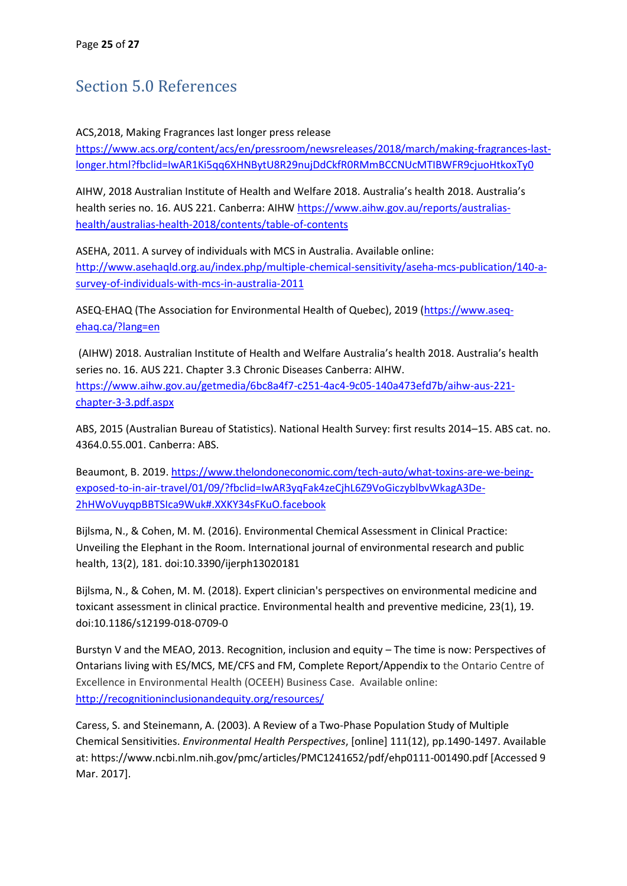## Section 5.0 References

ACS,2018, Making Fragrances last longer press release https://www.acs.org/content/acs/en/pressroom/newsreleases/2018/march/making-fragrances-last-longer.html?fbclid=IwAR1Ki5qq6XHNBytU8R29nujDdCkfR0RMmBCCNUcMTIBWFR9cjuoHtkoxTy0

AIHW, 2018 Australian Institute of Health and Welfare 2018. Australia's health 2018. Australia's health series no. 16. AUS 221. Canberra: AIHW https://www.aihw.gov.au/reports/australias-health/australias-health-2018/contents/table-of-contents

ASEHA, 2011. A survey of individuals with MCS in Australia. Available online: http://www.asehaqld.org.au/index.php/multiple-chemical-sensitivity/aseha-mcs-publication/140-a-survey-of-individuals-with-mcs-in-australia-2011

ASEQ-EHAQ (The Association for Environmental Health of Quebec), 2019 (https://www.aseq-ehaq.ca/?lang=en

(AIHW) 2018. Australian Institute of Health and Welfare Australia's health 2018. Australia's health series no. 16. AUS 221. Chapter 3.3 Chronic Diseases Canberra: AIHW. https://www.aihw.gov.au/getmedia/6bc8a4f7-c251-4ac4-9c05-140a473efd7b/aihw-aus-221-chapter-3-3.pdf.aspx

ABS, 2015 (Australian Bureau of Statistics). National Health Survey: first results 2014–15. ABS cat. no. 4364.0.55.001. Canberra: ABS.

Beaumont, B. 2019. https://www.thelondoneconomic.com/tech-auto/what-toxins-are-we-being-exposed-to-in-air-travel/01/09/?fbclid=IwAR3yqFak4zeCjhL6Z9VoGiczyblbvWkagA3De-2hHWoVuyqpBBTSIca9Wuk#.XXKY34sFKuO.facebook

Bijlsma, N., & Cohen, M. M. (2016). Environmental Chemical Assessment in Clinical Practice: Unveiling the Elephant in the Room. International journal of environmental research and public health, 13(2), 181. doi:10.3390/ijerph13020181

Bijlsma, N., & Cohen, M. M. (2018). Expert clinician's perspectives on environmental medicine and toxicant assessment in clinical practice. Environmental health and preventive medicine, 23(1), 19. doi:10.1186/s12199-018-0709-0

Burstyn V and the MEAO, 2013. Recognition, inclusion and equity – The time is now: Perspectives of Ontarians living with ES/MCS, ME/CFS and FM, Complete Report/Appendix to the Ontario Centre of Excellence in Environmental Health (OCEEH) Business Case. Available online: http://recognitioninclusionandequity.org/resources/

Caress, S. and Steinemann, A. (2003). A Review of a Two-Phase Population Study of Multiple Chemical Sensitivities. *Environmental Health Perspectives*, [online] 111(12), pp.1490-1497. Available at: https://www.ncbi.nlm.nih.gov/pmc/articles/PMC1241652/pdf/ehp0111-001490.pdf [Accessed 9 Mar. 2017].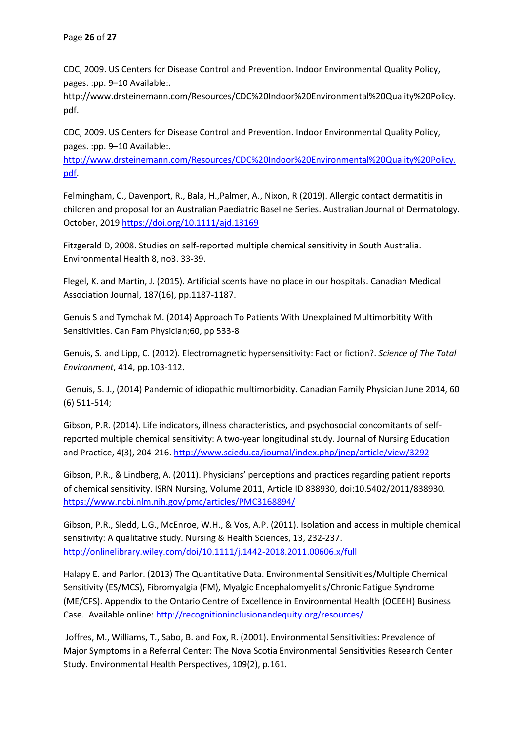CDC, 2009. US Centers for Disease Control and Prevention. Indoor Environmental Quality Policy, pages. :pp. 9–10 Available:. http://www.drsteinemann.com/Resources/CDC%20Indoor%20Environmental%20Quality%20Policy.pdf.

CDC, 2009. US Centers for Disease Control and Prevention. Indoor Environmental Quality Policy, pages. :pp. 9–10 Available:. http://www.drsteinemann.com/Resources/CDC%20Indoor%20Environmental%20Quality%20Policy.pdf.

Felmingham, C., Davenport, R., Bala, H.,Palmer, A., Nixon, R (2019). Allergic contact dermatitis in children and proposal for an Australian Paediatric Baseline Series. Australian Journal of Dermatology. October, 2019 https://doi.org/10.1111/ajd.13169

Fitzgerald D, 2008. Studies on self-reported multiple chemical sensitivity in South Australia. Environmental Health 8, no3. 33-39.

Flegel, K. and Martin, J. (2015). Artificial scents have no place in our hospitals. Canadian Medical Association Journal, 187(16), pp.1187-1187.

Genuis S and Tymchak M. (2014) Approach To Patients With Unexplained Multimorbitity With Sensitivities. Can Fam Physician;60, pp 533-8

Genuis, S. and Lipp, C. (2012). Electromagnetic hypersensitivity: Fact or fiction?. *Science of The Total Environment*, 414, pp.103-112.

Genuis, S. J., (2014) Pandemic of idiopathic multimorbidity. Canadian Family Physician June 2014, 60 (6) 511-514;

Gibson, P.R. (2014). Life indicators, illness characteristics, and psychosocial concomitants of self-reported multiple chemical sensitivity: A two-year longitudinal study. Journal of Nursing Education and Practice, 4(3), 204-216. http://www.sciedu.ca/journal/index.php/jnep/article/view/3292

Gibson, P.R., & Lindberg, A. (2011). Physicians' perceptions and practices regarding patient reports of chemical sensitivity. ISRN Nursing, Volume 2011, Article ID 838930, doi:10.5402/2011/838930. https://www.ncbi.nlm.nih.gov/pmc/articles/PMC3168894/

Gibson, P.R., Sledd, L.G., McEnroe, W.H., & Vos, A.P. (2011). Isolation and access in multiple chemical sensitivity: A qualitative study. Nursing & Health Sciences, 13, 232-237. http://onlinelibrary.wiley.com/doi/10.1111/j.1442-2018.2011.00606.x/full

Halapy E. and Parlor. (2013) The Quantitative Data. Environmental Sensitivities/Multiple Chemical Sensitivity (ES/MCS), Fibromyalgia (FM), Myalgic Encephalomyelitis/Chronic Fatigue Syndrome (ME/CFS). Appendix to the Ontario Centre of Excellence in Environmental Health (OCEEH) Business Case. Available online: http://recognitioninclusionandequity.org/resources/

Joffres, M., Williams, T., Sabo, B. and Fox, R. (2001). Environmental Sensitivities: Prevalence of Major Symptoms in a Referral Center: The Nova Scotia Environmental Sensitivities Research Center Study. Environmental Health Perspectives, 109(2), p.161.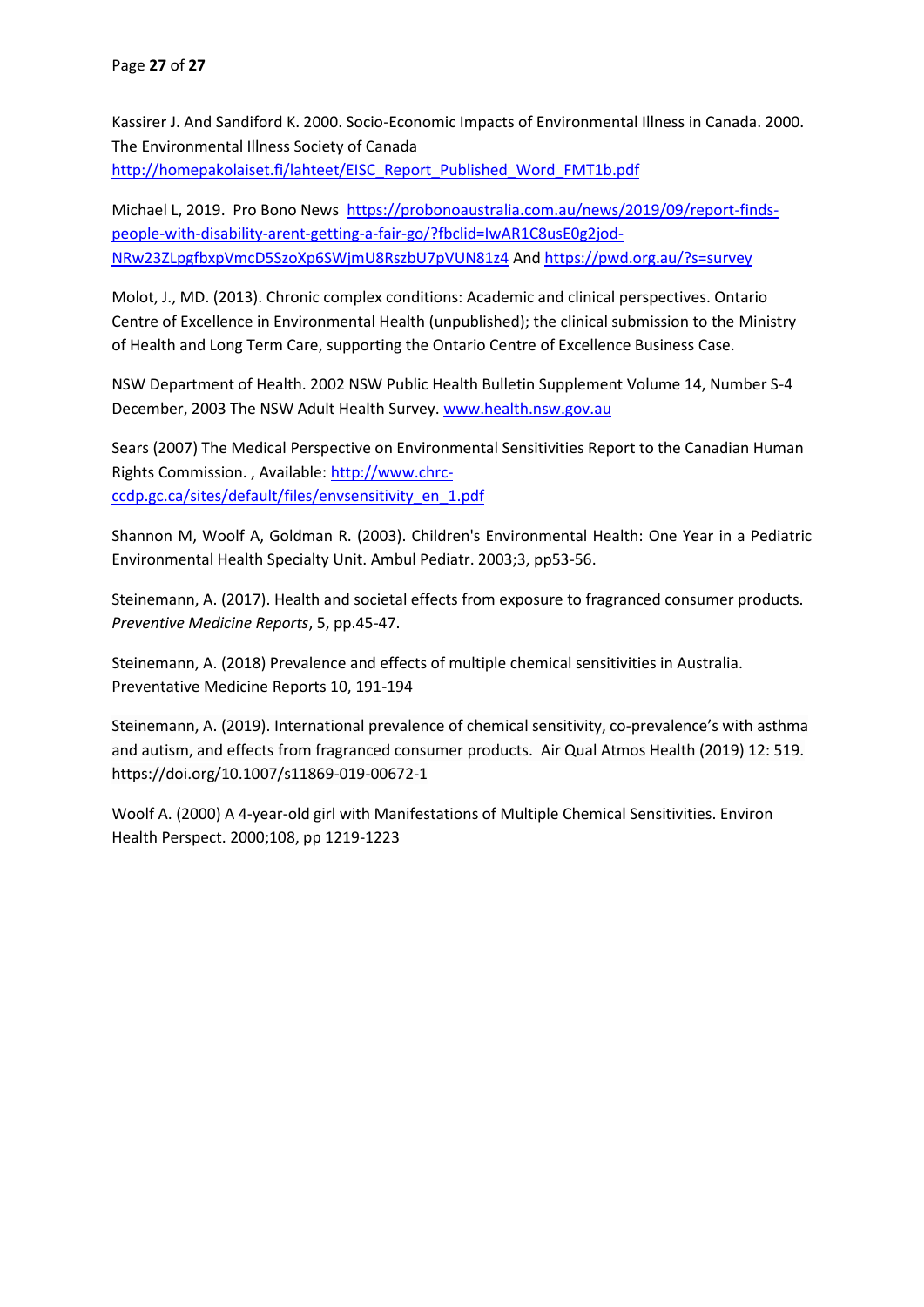Kassirer J. And Sandiford K. 2000. Socio-Economic Impacts of Environmental Illness in Canada. 2000. The Environmental Illness Society of Canada http://homepakolaiset.fi/lahteet/EISC_Report_Published_Word_FMT1b.pdf

Michael L, 2019. Pro Bono News https://probonoaustralia.com.au/news/2019/09/report-finds-people-with-disability-arent-getting-a-fair-go/?fbclid=IwAR1C8usE0g2jod-NRw23ZLpgfbxpVmcD5SzoXp6SWjmU8RszbU7pVUN81z4 And https://pwd.org.au/?s=survey

Molot, J., MD. (2013). Chronic complex conditions: Academic and clinical perspectives. Ontario Centre of Excellence in Environmental Health (unpublished); the clinical submission to the Ministry of Health and Long Term Care, supporting the Ontario Centre of Excellence Business Case.

NSW Department of Health. 2002 NSW Public Health Bulletin Supplement Volume 14, Number S-4 December, 2003 The NSW Adult Health Survey. www.health.nsw.gov.au

Sears (2007) The Medical Perspective on Environmental Sensitivities Report to the Canadian Human Rights Commission. , Available: http://www.chrc-ccdp.gc.ca/sites/default/files/envsensitivity_en_1.pdf

Shannon M, Woolf A, Goldman R. (2003). Children's Environmental Health: One Year in a Pediatric Environmental Health Specialty Unit. Ambul Pediatr. 2003;3, pp53-56.

Steinemann, A. (2017). Health and societal effects from exposure to fragranced consumer products. *Preventive Medicine Reports*, 5, pp.45-47.

Steinemann, A. (2018) Prevalence and effects of multiple chemical sensitivities in Australia. Preventative Medicine Reports 10, 191-194

Steinemann, A. (2019). International prevalence of chemical sensitivity, co-prevalence's with asthma and autism, and effects from fragranced consumer products. Air Qual Atmos Health (2019) 12: 519. https://doi.org/10.1007/s11869-019-00672-1

Woolf A. (2000) A 4-year-old girl with Manifestations of Multiple Chemical Sensitivities. Environ Health Perspect. 2000;108, pp 1219-1223